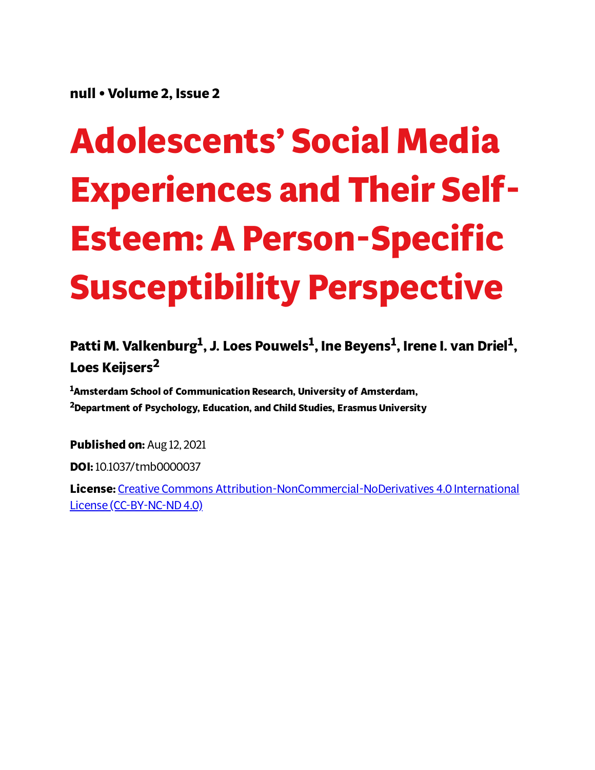null • Volume 2, Issue 2

# Adolescents' Social Media Experiences and Their Self-Esteem: A Person-Specific Susceptibility Perspective

**Patti M. Valkenburg[1], J. Loes Pouwels[1], Ine Beyens[1], Irene I. van Driel[1], Loes Keijsers[2]**

[1]Amsterdam School of Communication Research, University of Amsterdam,
[2]Department of Psychology, Education, and Child Studies, Erasmus University

**Published on:** Aug 12, 2021

**DOI:** 10.1037/tmb0000037

**License:** Creative Commons Attribution-NonCommercial-NoDerivatives 4.0 International License (CC-BY-NC-ND 4.0)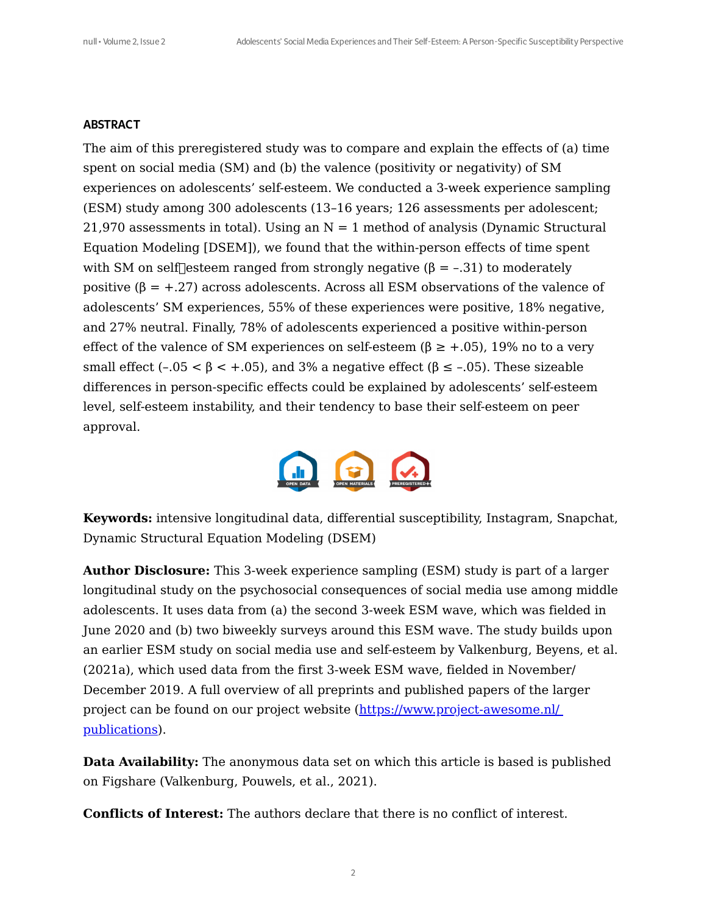## ABSTRACT

The aim of this preregistered study was to compare and explain the effects of (a) time spent on social media (SM) and (b) the valence (positivity or negativity) of SM experiences on adolescents' self-esteem. We conducted a 3-week experience sampling (ESM) study among 300 adolescents (13–16 years; 126 assessments per adolescent; 21,970 assessments in total). Using an N = 1 method of analysis (Dynamic Structural Equation Modeling [DSEM]), we found that the within-person effects of time spent with SM on self-esteem ranged from strongly negative ($\beta = -.31$) to moderately positive ($\beta = +.27$) across adolescents. Across all ESM observations of the valence of adolescents' SM experiences, 55% of these experiences were positive, 18% negative, and 27% neutral. Finally, 78% of adolescents experienced a positive within-person effect of the valence of SM experiences on self-esteem ($\beta \geq +.05$), 19% no to a very small effect ($-.05 < \beta < +.05$), and 3% a negative effect ($\beta \leq -.05$). These sizeable differences in person-specific effects could be explained by adolescents' self-esteem level, self-esteem instability, and their tendency to base their self-esteem on peer approval.

**Keywords:** intensive longitudinal data, differential susceptibility, Instagram, Snapchat, Dynamic Structural Equation Modeling (DSEM)

**Author Disclosure:** This 3-week experience sampling (ESM) study is part of a larger longitudinal study on the psychosocial consequences of social media use among middle adolescents. It uses data from (a) the second 3-week ESM wave, which was fielded in June 2020 and (b) two biweekly surveys around this ESM wave. The study builds upon an earlier ESM study on social media use and self-esteem by Valkenburg, Beyens, et al. (2021a), which used data from the first 3-week ESM wave, fielded in November/December 2019. A full overview of all preprints and published papers of the larger project can be found on our project website (https://www.project-awesome.nl/publications).

**Data Availability:** The anonymous data set on which this article is based is published on Figshare (Valkenburg, Pouwels, et al., 2021).

**Conflicts of Interest:** The authors declare that there is no conflict of interest.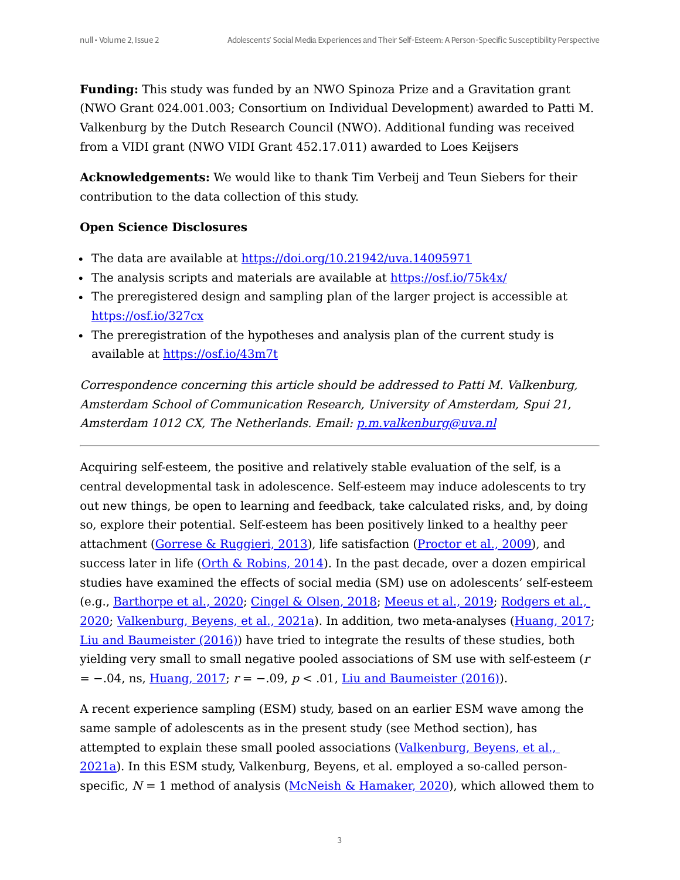**Funding:** This study was funded by an NWO Spinoza Prize and a Gravitation grant (NWO Grant 024.001.003; Consortium on Individual Development) awarded to Patti M. Valkenburg by the Dutch Research Council (NWO). Additional funding was received from a VIDI grant (NWO VIDI Grant 452.17.011) awarded to Loes Keijsers

**Acknowledgements:** We would like to thank Tim Verbeij and Teun Siebers for their contribution to the data collection of this study.

**Open Science Disclosures**

- The data are available at https://doi.org/10.21942/uva.14095971
- The analysis scripts and materials are available at https://osf.io/75k4x/
- The preregistered design and sampling plan of the larger project is accessible at https://osf.io/327cx
- The preregistration of the hypotheses and analysis plan of the current study is available at https://osf.io/43m7t

*Correspondence concerning this article should be addressed to Patti M. Valkenburg, Amsterdam School of Communication Research, University of Amsterdam, Spui 21, Amsterdam 1012 CX, The Netherlands. Email: p.m.valkenburg@uva.nl*

---

Acquiring self-esteem, the positive and relatively stable evaluation of the self, is a central developmental task in adolescence. Self-esteem may induce adolescents to try out new things, be open to learning and feedback, take calculated risks, and, by doing so, explore their potential. Self-esteem has been positively linked to a healthy peer attachment (Gorrese & Ruggieri, 2013), life satisfaction (Proctor et al., 2009), and success later in life (Orth & Robins, 2014). In the past decade, over a dozen empirical studies have examined the effects of social media (SM) use on adolescents' self-esteem (e.g., Barthorpe et al., 2020; Cingel & Olsen, 2018; Meeus et al., 2019; Rodgers et al., 2020; Valkenburg, Beyens, et al., 2021a). In addition, two meta-analyses (Huang, 2017; Liu and Baumeister (2016)) have tried to integrate the results of these studies, both yielding very small to small negative pooled associations of SM use with self-esteem ($r = -.04$, ns, Huang, 2017; $r = -.09$, $p < .01$, Liu and Baumeister (2016)).

A recent experience sampling (ESM) study, based on an earlier ESM wave among the same sample of adolescents as in the present study (see Method section), has attempted to explain these small pooled associations (Valkenburg, Beyens, et al., 2021a). In this ESM study, Valkenburg, Beyens, et al. employed a so-called person-specific, $N = 1$ method of analysis (McNeish & Hamaker, 2020), which allowed them to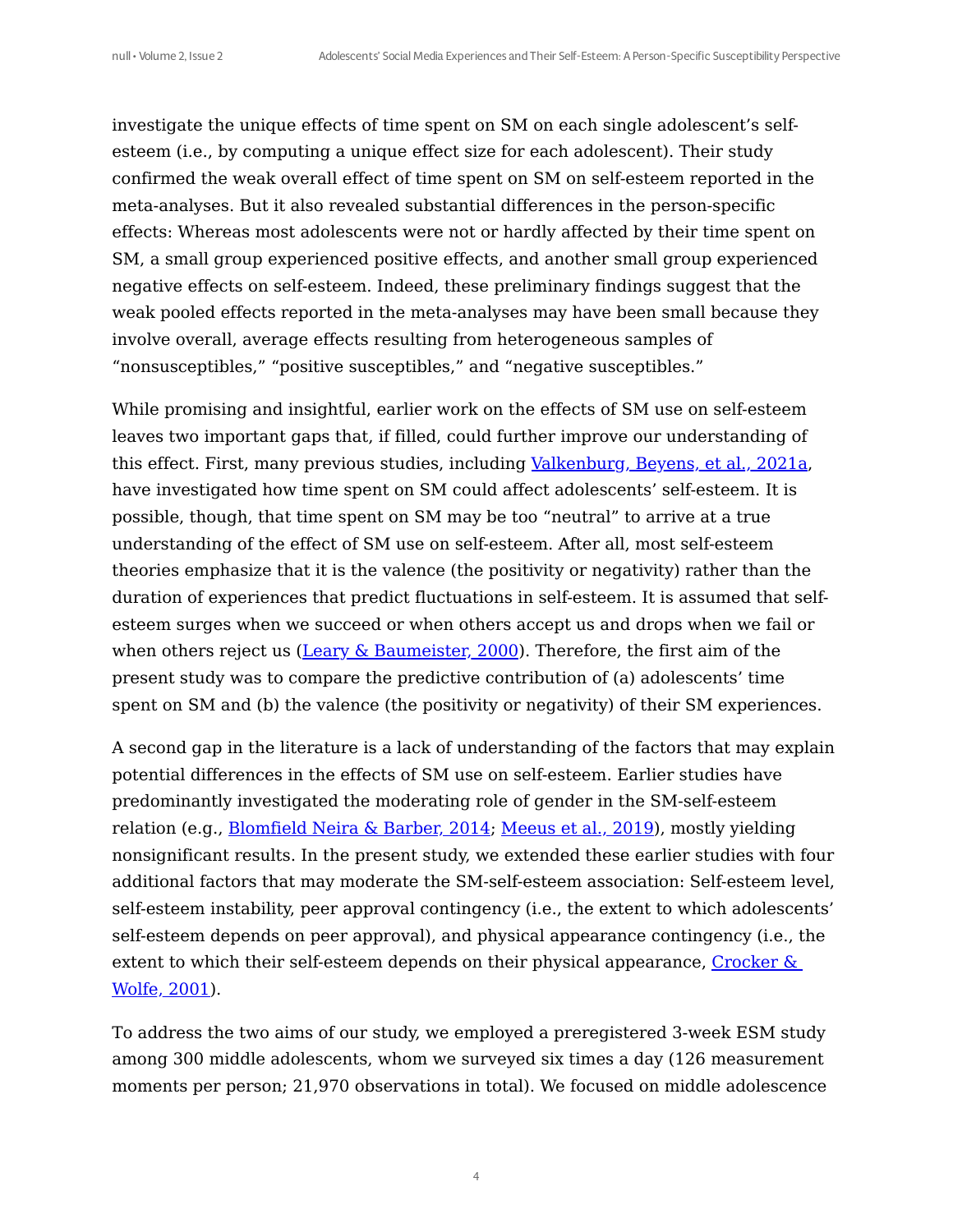investigate the unique effects of time spent on SM on each single adolescent's self-esteem (i.e., by computing a unique effect size for each adolescent). Their study confirmed the weak overall effect of time spent on SM on self-esteem reported in the meta-analyses. But it also revealed substantial differences in the person-specific effects: Whereas most adolescents were not or hardly affected by their time spent on SM, a small group experienced positive effects, and another small group experienced negative effects on self-esteem. Indeed, these preliminary findings suggest that the weak pooled effects reported in the meta-analyses may have been small because they involve overall, average effects resulting from heterogeneous samples of "nonsusceptibles," "positive susceptibles," and "negative susceptibles."

While promising and insightful, earlier work on the effects of SM use on self-esteem leaves two important gaps that, if filled, could further improve our understanding of this effect. First, many previous studies, including Valkenburg, Beyens, et al., 2021a, have investigated how time spent on SM could affect adolescents' self-esteem. It is possible, though, that time spent on SM may be too "neutral" to arrive at a true understanding of the effect of SM use on self-esteem. After all, most self-esteem theories emphasize that it is the valence (the positivity or negativity) rather than the duration of experiences that predict fluctuations in self-esteem. It is assumed that self-esteem surges when we succeed or when others accept us and drops when we fail or when others reject us (Leary & Baumeister, 2000). Therefore, the first aim of the present study was to compare the predictive contribution of (a) adolescents' time spent on SM and (b) the valence (the positivity or negativity) of their SM experiences.

A second gap in the literature is a lack of understanding of the factors that may explain potential differences in the effects of SM use on self-esteem. Earlier studies have predominantly investigated the moderating role of gender in the SM-self-esteem relation (e.g., Blomfield Neira & Barber, 2014; Meeus et al., 2019), mostly yielding nonsignificant results. In the present study, we extended these earlier studies with four additional factors that may moderate the SM-self-esteem association: Self-esteem level, self-esteem instability, peer approval contingency (i.e., the extent to which adolescents' self-esteem depends on peer approval), and physical appearance contingency (i.e., the extent to which their self-esteem depends on their physical appearance, Crocker & Wolfe, 2001).

To address the two aims of our study, we employed a preregistered 3-week ESM study among 300 middle adolescents, whom we surveyed six times a day (126 measurement moments per person; 21,970 observations in total). We focused on middle adolescence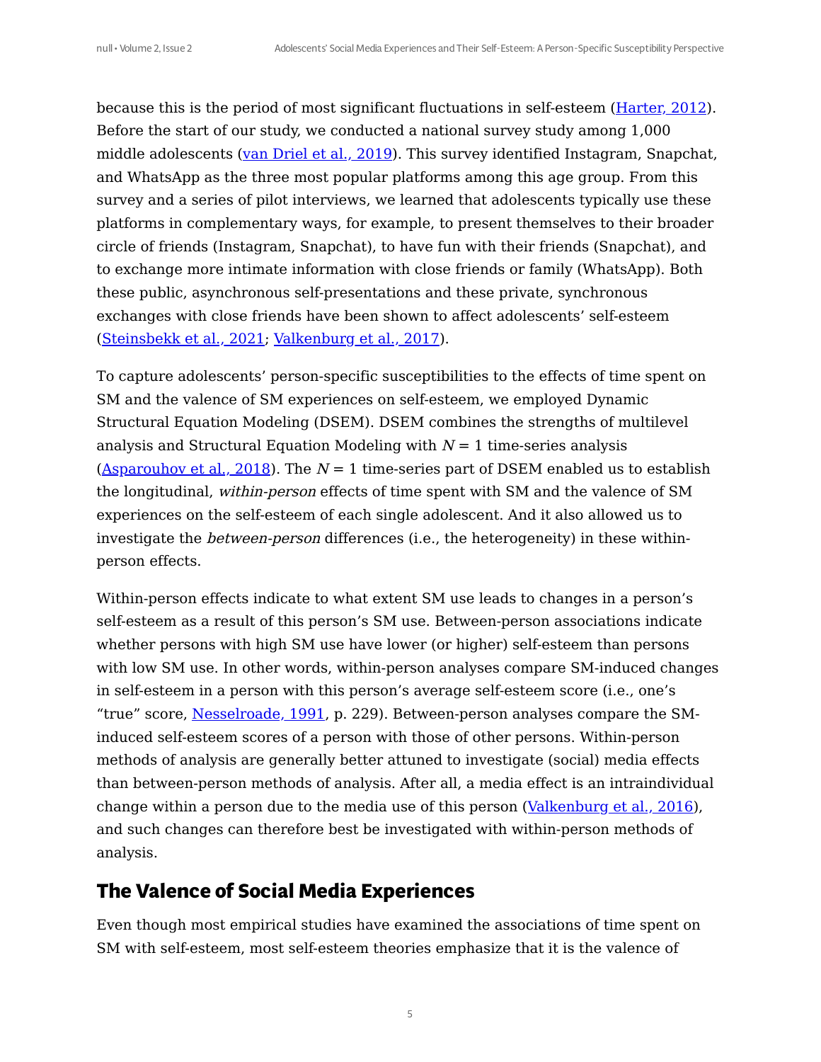because this is the period of most significant fluctuations in self-esteem (Harter, 2012). Before the start of our study, we conducted a national survey study among 1,000 middle adolescents (van Driel et al., 2019). This survey identified Instagram, Snapchat, and WhatsApp as the three most popular platforms among this age group. From this survey and a series of pilot interviews, we learned that adolescents typically use these platforms in complementary ways, for example, to present themselves to their broader circle of friends (Instagram, Snapchat), to have fun with their friends (Snapchat), and to exchange more intimate information with close friends or family (WhatsApp). Both these public, asynchronous self-presentations and these private, synchronous exchanges with close friends have been shown to affect adolescents' self-esteem (Steinsbekk et al., 2021; Valkenburg et al., 2017).

To capture adolescents' person-specific susceptibilities to the effects of time spent on SM and the valence of SM experiences on self-esteem, we employed Dynamic Structural Equation Modeling (DSEM). DSEM combines the strengths of multilevel analysis and Structural Equation Modeling with $N = 1$ time-series analysis (Asparouhov et al., 2018). The $N = 1$ time-series part of DSEM enabled us to establish the longitudinal, *within-person* effects of time spent with SM and the valence of SM experiences on the self-esteem of each single adolescent. And it also allowed us to investigate the *between-person* differences (i.e., the heterogeneity) in these within-person effects.

Within-person effects indicate to what extent SM use leads to changes in a person's self-esteem as a result of this person's SM use. Between-person associations indicate whether persons with high SM use have lower (or higher) self-esteem than persons with low SM use. In other words, within-person analyses compare SM-induced changes in self-esteem in a person with this person's average self-esteem score (i.e., one's "true" score, Nesselroade, 1991, p. 229). Between-person analyses compare the SM-induced self-esteem scores of a person with those of other persons. Within-person methods of analysis are generally better attuned to investigate (social) media effects than between-person methods of analysis. After all, a media effect is an intraindividual change within a person due to the media use of this person (Valkenburg et al., 2016), and such changes can therefore best be investigated with within-person methods of analysis.

## The Valence of Social Media Experiences

Even though most empirical studies have examined the associations of time spent on SM with self-esteem, most self-esteem theories emphasize that it is the valence of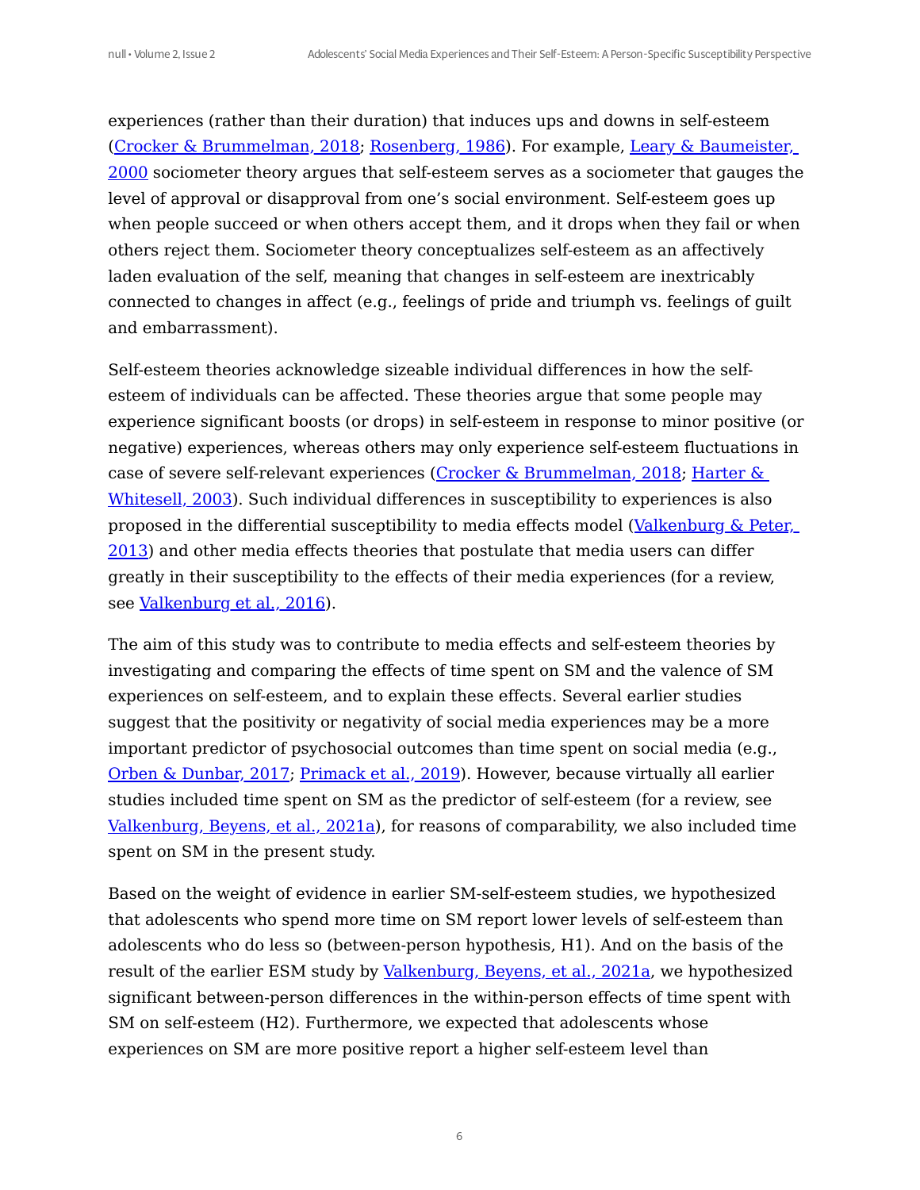experiences (rather than their duration) that induces ups and downs in self-esteem (Crocker & Brummelman, 2018; Rosenberg, 1986). For example, Leary & Baumeister, 2000 sociometer theory argues that self-esteem serves as a sociometer that gauges the level of approval or disapproval from one's social environment. Self-esteem goes up when people succeed or when others accept them, and it drops when they fail or when others reject them. Sociometer theory conceptualizes self-esteem as an affectively laden evaluation of the self, meaning that changes in self-esteem are inextricably connected to changes in affect (e.g., feelings of pride and triumph vs. feelings of guilt and embarrassment).

Self-esteem theories acknowledge sizeable individual differences in how the self-esteem of individuals can be affected. These theories argue that some people may experience significant boosts (or drops) in self-esteem in response to minor positive (or negative) experiences, whereas others may only experience self-esteem fluctuations in case of severe self-relevant experiences (Crocker & Brummelman, 2018; Harter & Whitesell, 2003). Such individual differences in susceptibility to experiences is also proposed in the differential susceptibility to media effects model (Valkenburg & Peter, 2013) and other media effects theories that postulate that media users can differ greatly in their susceptibility to the effects of their media experiences (for a review, see Valkenburg et al., 2016).

The aim of this study was to contribute to media effects and self-esteem theories by investigating and comparing the effects of time spent on SM and the valence of SM experiences on self-esteem, and to explain these effects. Several earlier studies suggest that the positivity or negativity of social media experiences may be a more important predictor of psychosocial outcomes than time spent on social media (e.g., Orben & Dunbar, 2017; Primack et al., 2019). However, because virtually all earlier studies included time spent on SM as the predictor of self-esteem (for a review, see Valkenburg, Beyens, et al., 2021a), for reasons of comparability, we also included time spent on SM in the present study.

Based on the weight of evidence in earlier SM-self-esteem studies, we hypothesized that adolescents who spend more time on SM report lower levels of self-esteem than adolescents who do less so (between-person hypothesis, H1). And on the basis of the result of the earlier ESM study by Valkenburg, Beyens, et al., 2021a, we hypothesized significant between-person differences in the within-person effects of time spent with SM on self-esteem (H2). Furthermore, we expected that adolescents whose experiences on SM are more positive report a higher self-esteem level than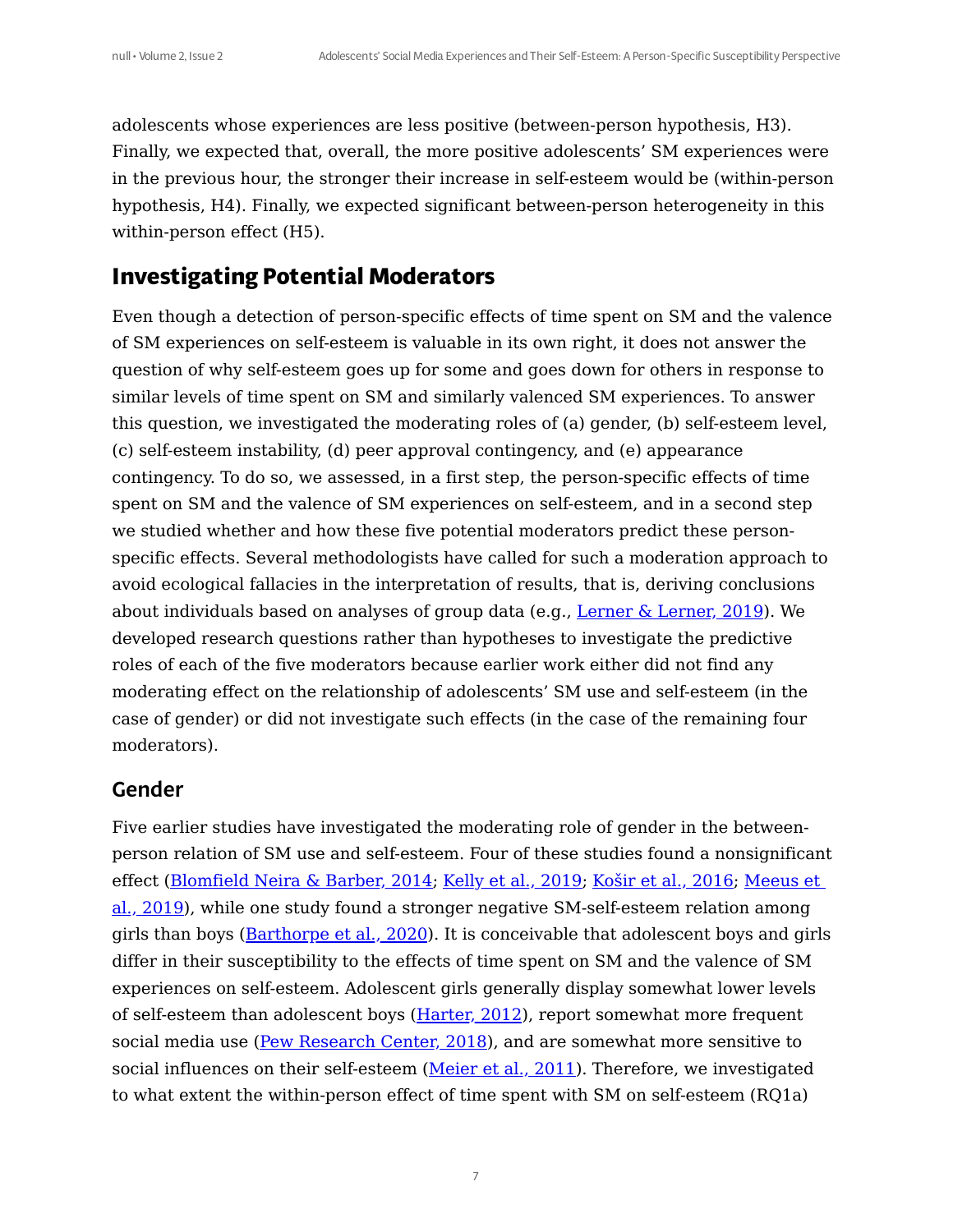adolescents whose experiences are less positive (between-person hypothesis, H3). Finally, we expected that, overall, the more positive adolescents' SM experiences were in the previous hour, the stronger their increase in self-esteem would be (within-person hypothesis, H4). Finally, we expected significant between-person heterogeneity in this within-person effect (H5).

## Investigating Potential Moderators

Even though a detection of person-specific effects of time spent on SM and the valence of SM experiences on self-esteem is valuable in its own right, it does not answer the question of why self-esteem goes up for some and goes down for others in response to similar levels of time spent on SM and similarly valenced SM experiences. To answer this question, we investigated the moderating roles of (a) gender, (b) self-esteem level, (c) self-esteem instability, (d) peer approval contingency, and (e) appearance contingency. To do so, we assessed, in a first step, the person-specific effects of time spent on SM and the valence of SM experiences on self-esteem, and in a second step we studied whether and how these five potential moderators predict these person-specific effects. Several methodologists have called for such a moderation approach to avoid ecological fallacies in the interpretation of results, that is, deriving conclusions about individuals based on analyses of group data (e.g., Lerner & Lerner, 2019). We developed research questions rather than hypotheses to investigate the predictive roles of each of the five moderators because earlier work either did not find any moderating effect on the relationship of adolescents' SM use and self-esteem (in the case of gender) or did not investigate such effects (in the case of the remaining four moderators).

### Gender

Five earlier studies have investigated the moderating role of gender in the between-person relation of SM use and self-esteem. Four of these studies found a nonsignificant effect (Blomfield Neira & Barber, 2014; Kelly et al., 2019; Košir et al., 2016; Meeus et al., 2019), while one study found a stronger negative SM-self-esteem relation among girls than boys (Barthorpe et al., 2020). It is conceivable that adolescent boys and girls differ in their susceptibility to the effects of time spent on SM and the valence of SM experiences on self-esteem. Adolescent girls generally display somewhat lower levels of self-esteem than adolescent boys (Harter, 2012), report somewhat more frequent social media use (Pew Research Center, 2018), and are somewhat more sensitive to social influences on their self-esteem (Meier et al., 2011). Therefore, we investigated to what extent the within-person effect of time spent with SM on self-esteem (RQ1a)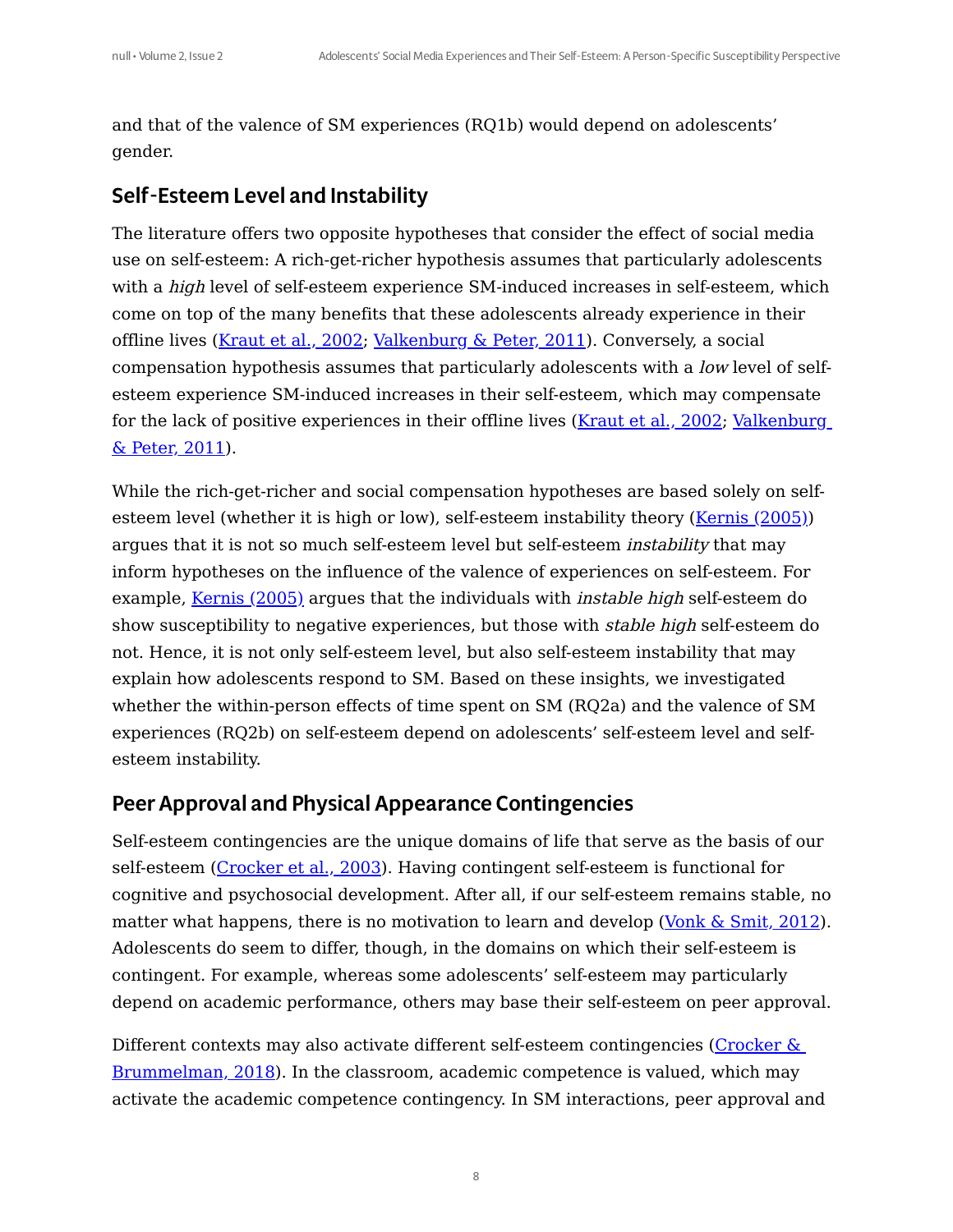and that of the valence of SM experiences (RQ1b) would depend on adolescents' gender.

## Self-Esteem Level and Instability

The literature offers two opposite hypotheses that consider the effect of social media use on self-esteem: A rich-get-richer hypothesis assumes that particularly adolescents with a *high* level of self-esteem experience SM-induced increases in self-esteem, which come on top of the many benefits that these adolescents already experience in their offline lives (Kraut et al., 2002; Valkenburg & Peter, 2011). Conversely, a social compensation hypothesis assumes that particularly adolescents with a *low* level of self-esteem experience SM-induced increases in their self-esteem, which may compensate for the lack of positive experiences in their offline lives (Kraut et al., 2002; Valkenburg & Peter, 2011).

While the rich-get-richer and social compensation hypotheses are based solely on self-esteem level (whether it is high or low), self-esteem instability theory (Kernis (2005)) argues that it is not so much self-esteem level but self-esteem *instability* that may inform hypotheses on the influence of the valence of experiences on self-esteem. For example, Kernis (2005) argues that the individuals with *instable high* self-esteem do show susceptibility to negative experiences, but those with *stable high* self-esteem do not. Hence, it is not only self-esteem level, but also self-esteem instability that may explain how adolescents respond to SM. Based on these insights, we investigated whether the within-person effects of time spent on SM (RQ2a) and the valence of SM experiences (RQ2b) on self-esteem depend on adolescents' self-esteem level and self-esteem instability.

## Peer Approval and Physical Appearance Contingencies

Self-esteem contingencies are the unique domains of life that serve as the basis of our self-esteem (Crocker et al., 2003). Having contingent self-esteem is functional for cognitive and psychosocial development. After all, if our self-esteem remains stable, no matter what happens, there is no motivation to learn and develop (Vonk & Smit, 2012). Adolescents do seem to differ, though, in the domains on which their self-esteem is contingent. For example, whereas some adolescents' self-esteem may particularly depend on academic performance, others may base their self-esteem on peer approval.

Different contexts may also activate different self-esteem contingencies (Crocker & Brummelman, 2018). In the classroom, academic competence is valued, which may activate the academic competence contingency. In SM interactions, peer approval and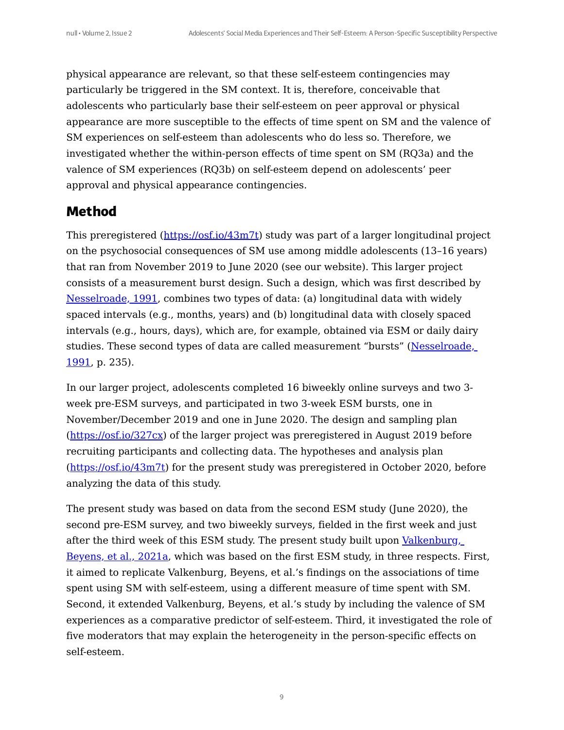physical appearance are relevant, so that these self-esteem contingencies may particularly be triggered in the SM context. It is, therefore, conceivable that adolescents who particularly base their self-esteem on peer approval or physical appearance are more susceptible to the effects of time spent on SM and the valence of SM experiences on self-esteem than adolescents who do less so. Therefore, we investigated whether the within-person effects of time spent on SM (RQ3a) and the valence of SM experiences (RQ3b) on self-esteem depend on adolescents' peer approval and physical appearance contingencies.

## Method

This preregistered (https://osf.io/43m7t) study was part of a larger longitudinal project on the psychosocial consequences of SM use among middle adolescents (13–16 years) that ran from November 2019 to June 2020 (see our website). This larger project consists of a measurement burst design. Such a design, which was first described by Nesselroade, 1991, combines two types of data: (a) longitudinal data with widely spaced intervals (e.g., months, years) and (b) longitudinal data with closely spaced intervals (e.g., hours, days), which are, for example, obtained via ESM or daily dairy studies. These second types of data are called measurement "bursts" (Nesselroade, 1991, p. 235).

In our larger project, adolescents completed 16 biweekly online surveys and two 3-week pre-ESM surveys, and participated in two 3-week ESM bursts, one in November/December 2019 and one in June 2020. The design and sampling plan (https://osf.io/327cx) of the larger project was preregistered in August 2019 before recruiting participants and collecting data. The hypotheses and analysis plan (https://osf.io/43m7t) for the present study was preregistered in October 2020, before analyzing the data of this study.

The present study was based on data from the second ESM study (June 2020), the second pre-ESM survey, and two biweekly surveys, fielded in the first week and just after the third week of this ESM study. The present study built upon Valkenburg, Beyens, et al., 2021a, which was based on the first ESM study, in three respects. First, it aimed to replicate Valkenburg, Beyens, et al.'s findings on the associations of time spent using SM with self-esteem, using a different measure of time spent with SM. Second, it extended Valkenburg, Beyens, et al.'s study by including the valence of SM experiences as a comparative predictor of self-esteem. Third, it investigated the role of five moderators that may explain the heterogeneity in the person-specific effects on self-esteem.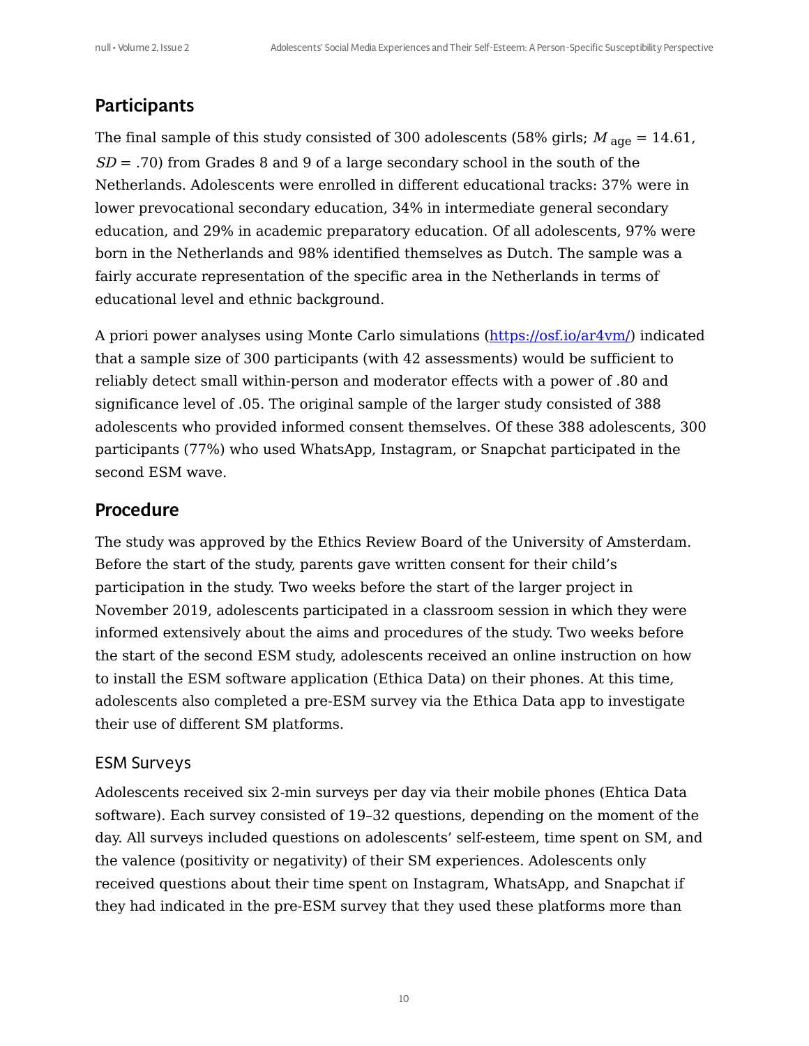## Participants

The final sample of this study consisted of 300 adolescents (58% girls; $M_{\text{age}} = 14.61$, $SD = .70$) from Grades 8 and 9 of a large secondary school in the south of the Netherlands. Adolescents were enrolled in different educational tracks: 37% were in lower prevocational secondary education, 34% in intermediate general secondary education, and 29% in academic preparatory education. Of all adolescents, 97% were born in the Netherlands and 98% identified themselves as Dutch. The sample was a fairly accurate representation of the specific area in the Netherlands in terms of educational level and ethnic background.

A priori power analyses using Monte Carlo simulations (https://osf.io/ar4vm/) indicated that a sample size of 300 participants (with 42 assessments) would be sufficient to reliably detect small within-person and moderator effects with a power of .80 and significance level of .05. The original sample of the larger study consisted of 388 adolescents who provided informed consent themselves. Of these 388 adolescents, 300 participants (77%) who used WhatsApp, Instagram, or Snapchat participated in the second ESM wave.

## Procedure

The study was approved by the Ethics Review Board of the University of Amsterdam. Before the start of the study, parents gave written consent for their child's participation in the study. Two weeks before the start of the larger project in November 2019, adolescents participated in a classroom session in which they were informed extensively about the aims and procedures of the study. Two weeks before the start of the second ESM study, adolescents received an online instruction on how to install the ESM software application (Ethica Data) on their phones. At this time, adolescents also completed a pre-ESM survey via the Ethica Data app to investigate their use of different SM platforms.

### ESM Surveys

Adolescents received six 2-min surveys per day via their mobile phones (Ehtica Data software). Each survey consisted of 19–32 questions, depending on the moment of the day. All surveys included questions on adolescents' self-esteem, time spent on SM, and the valence (positivity or negativity) of their SM experiences. Adolescents only received questions about their time spent on Instagram, WhatsApp, and Snapchat if they had indicated in the pre-ESM survey that they used these platforms more than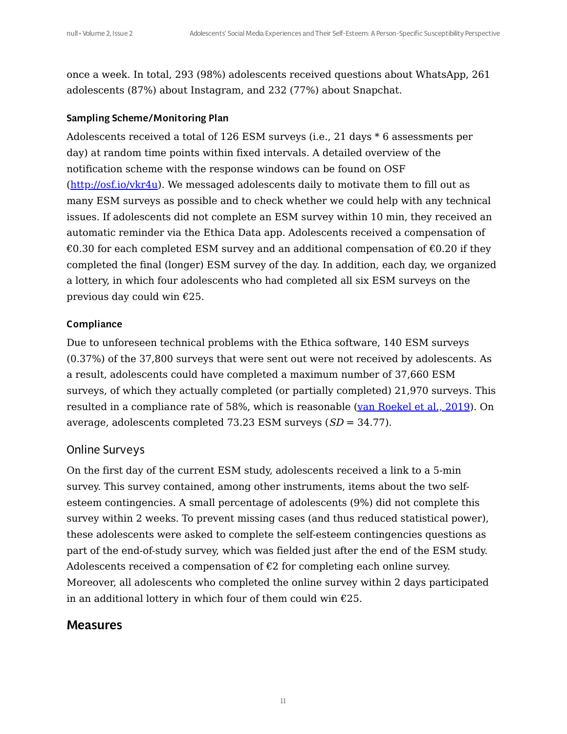once a week. In total, 293 (98%) adolescents received questions about WhatsApp, 261 adolescents (87%) about Instagram, and 232 (77%) about Snapchat.

#### Sampling Scheme/Monitoring Plan

Adolescents received a total of 126 ESM surveys (i.e., 21 days * 6 assessments per day) at random time points within fixed intervals. A detailed overview of the notification scheme with the response windows can be found on OSF (http://osf.io/vkr4u). We messaged adolescents daily to motivate them to fill out as many ESM surveys as possible and to check whether we could help with any technical issues. If adolescents did not complete an ESM survey within 10 min, they received an automatic reminder via the Ethica Data app. Adolescents received a compensation of €0.30 for each completed ESM survey and an additional compensation of €0.20 if they completed the final (longer) ESM survey of the day. In addition, each day, we organized a lottery, in which four adolescents who had completed all six ESM surveys on the previous day could win €25.

#### Compliance

Due to unforeseen technical problems with the Ethica software, 140 ESM surveys (0.37%) of the 37,800 surveys that were sent out were not received by adolescents. As a result, adolescents could have completed a maximum number of 37,660 ESM surveys, of which they actually completed (or partially completed) 21,970 surveys. This resulted in a compliance rate of 58%, which is reasonable (van Roekel et al., 2019). On average, adolescents completed 73.23 ESM surveys (*SD* = 34.77).

### Online Surveys

On the first day of the current ESM study, adolescents received a link to a 5-min survey. This survey contained, among other instruments, items about the two self-esteem contingencies. A small percentage of adolescents (9%) did not complete this survey within 2 weeks. To prevent missing cases (and thus reduced statistical power), these adolescents were asked to complete the self-esteem contingencies questions as part of the end-of-study survey, which was fielded just after the end of the ESM study. Adolescents received a compensation of €2 for completing each online survey. Moreover, all adolescents who completed the online survey within 2 days participated in an additional lottery in which four of them could win €25.

## Measures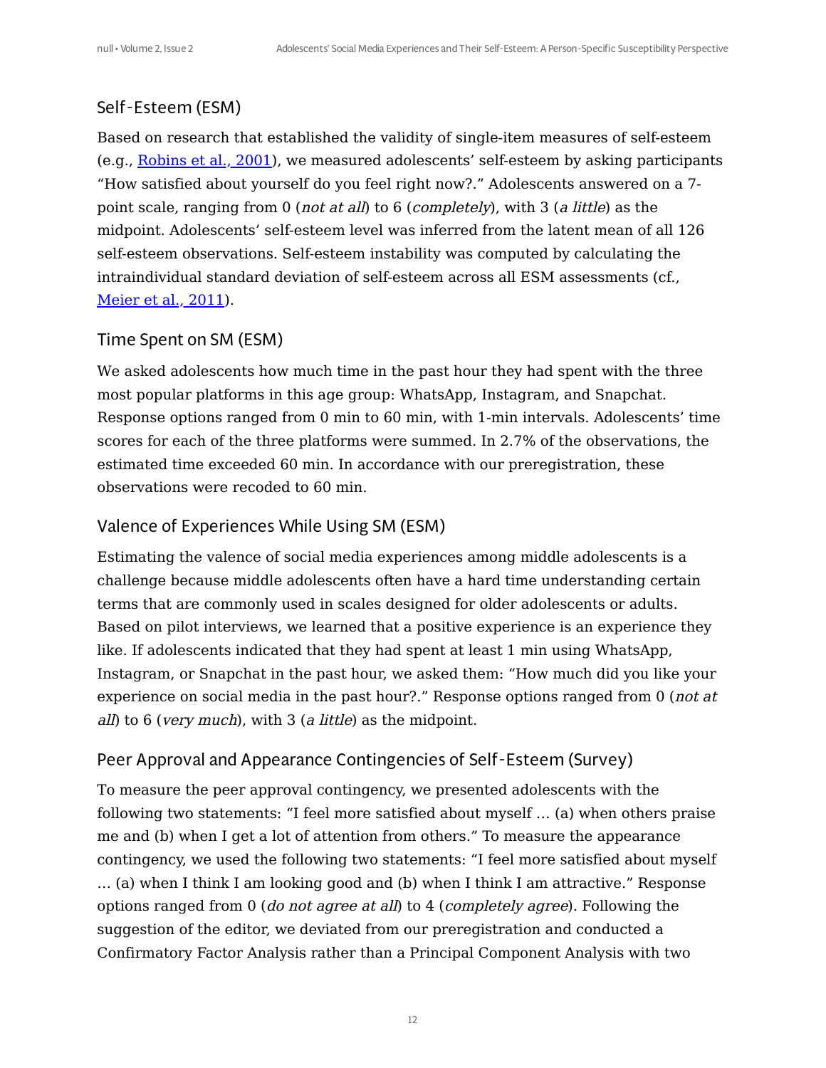### Self-Esteem (ESM)

Based on research that established the validity of single-item measures of self-esteem (e.g., Robins et al., 2001), we measured adolescents' self-esteem by asking participants "How satisfied about yourself do you feel right now?." Adolescents answered on a 7-point scale, ranging from 0 (*not at all*) to 6 (*completely*), with 3 (*a little*) as the midpoint. Adolescents' self-esteem level was inferred from the latent mean of all 126 self-esteem observations. Self-esteem instability was computed by calculating the intraindividual standard deviation of self-esteem across all ESM assessments (cf., Meier et al., 2011).

### Time Spent on SM (ESM)

We asked adolescents how much time in the past hour they had spent with the three most popular platforms in this age group: WhatsApp, Instagram, and Snapchat. Response options ranged from 0 min to 60 min, with 1-min intervals. Adolescents' time scores for each of the three platforms were summed. In 2.7% of the observations, the estimated time exceeded 60 min. In accordance with our preregistration, these observations were recoded to 60 min.

### Valence of Experiences While Using SM (ESM)

Estimating the valence of social media experiences among middle adolescents is a challenge because middle adolescents often have a hard time understanding certain terms that are commonly used in scales designed for older adolescents or adults. Based on pilot interviews, we learned that a positive experience is an experience they like. If adolescents indicated that they had spent at least 1 min using WhatsApp, Instagram, or Snapchat in the past hour, we asked them: "How much did you like your experience on social media in the past hour?." Response options ranged from 0 (*not at all*) to 6 (*very much*), with 3 (*a little*) as the midpoint.

### Peer Approval and Appearance Contingencies of Self-Esteem (Survey)

To measure the peer approval contingency, we presented adolescents with the following two statements: "I feel more satisfied about myself … (a) when others praise me and (b) when I get a lot of attention from others." To measure the appearance contingency, we used the following two statements: "I feel more satisfied about myself … (a) when I think I am looking good and (b) when I think I am attractive." Response options ranged from 0 (*do not agree at all*) to 4 (*completely agree*). Following the suggestion of the editor, we deviated from our preregistration and conducted a Confirmatory Factor Analysis rather than a Principal Component Analysis with two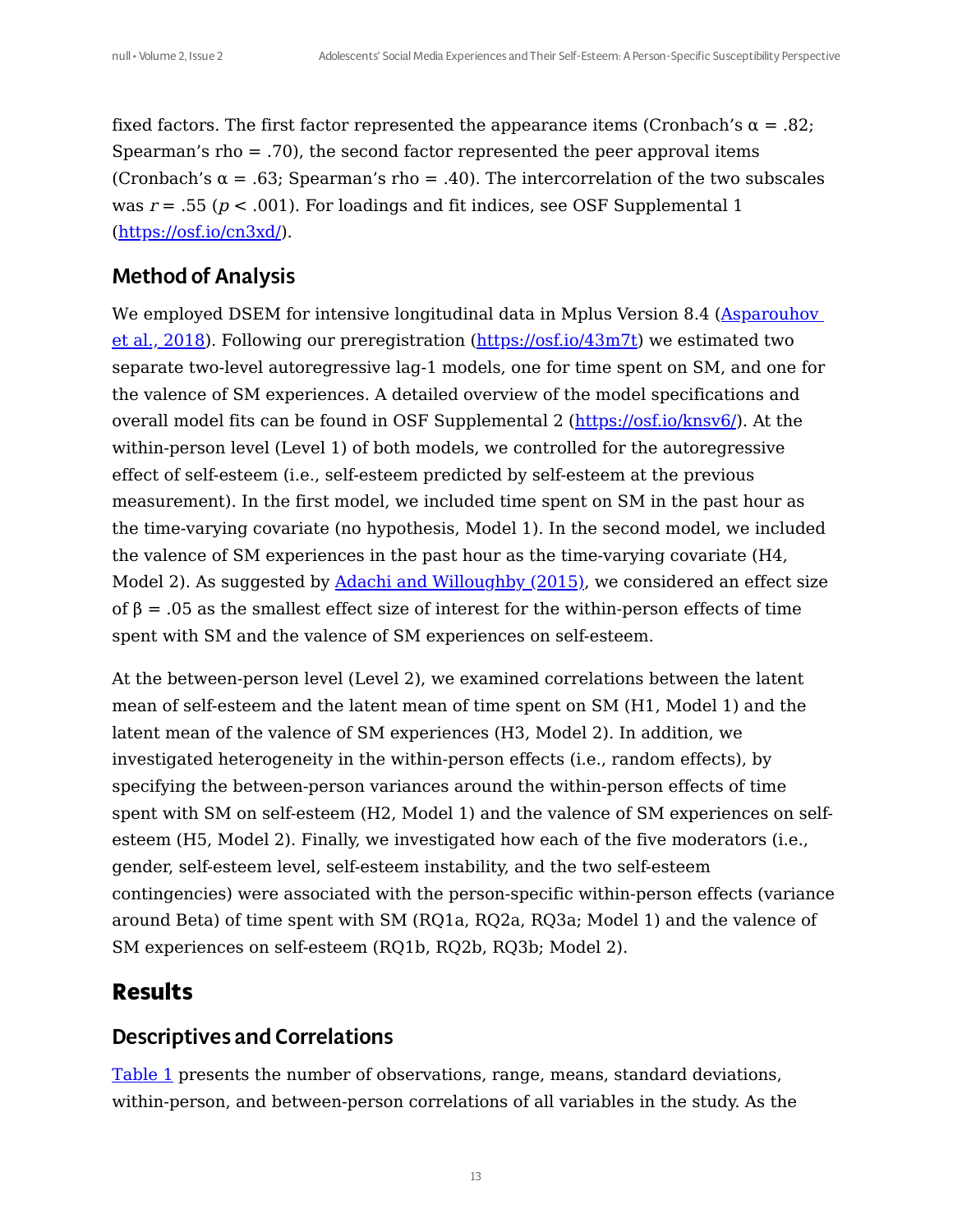fixed factors. The first factor represented the appearance items (Cronbach's $\alpha$ = .82; Spearman's rho = .70), the second factor represented the peer approval items (Cronbach's $\alpha$ = .63; Spearman's rho = .40). The intercorrelation of the two subscales was $r$ = .55 ($p$ < .001). For loadings and fit indices, see OSF Supplemental 1 (https://osf.io/cn3xd/).

## Method of Analysis

We employed DSEM for intensive longitudinal data in Mplus Version 8.4 (Asparouhov et al., 2018). Following our preregistration (https://osf.io/43m7t) we estimated two separate two-level autoregressive lag-1 models, one for time spent on SM, and one for the valence of SM experiences. A detailed overview of the model specifications and overall model fits can be found in OSF Supplemental 2 (https://osf.io/knsv6/). At the within-person level (Level 1) of both models, we controlled for the autoregressive effect of self-esteem (i.e., self-esteem predicted by self-esteem at the previous measurement). In the first model, we included time spent on SM in the past hour as the time-varying covariate (no hypothesis, Model 1). In the second model, we included the valence of SM experiences in the past hour as the time-varying covariate (H4, Model 2). As suggested by Adachi and Willoughby (2015), we considered an effect size of $\beta$ = .05 as the smallest effect size of interest for the within-person effects of time spent with SM and the valence of SM experiences on self-esteem.

At the between-person level (Level 2), we examined correlations between the latent mean of self-esteem and the latent mean of time spent on SM (H1, Model 1) and the latent mean of the valence of SM experiences (H3, Model 2). In addition, we investigated heterogeneity in the within-person effects (i.e., random effects), by specifying the between-person variances around the within-person effects of time spent with SM on self-esteem (H2, Model 1) and the valence of SM experiences on self-esteem (H5, Model 2). Finally, we investigated how each of the five moderators (i.e., gender, self-esteem level, self-esteem instability, and the two self-esteem contingencies) were associated with the person-specific within-person effects (variance around Beta) of time spent with SM (RQ1a, RQ2a, RQ3a; Model 1) and the valence of SM experiences on self-esteem (RQ1b, RQ2b, RQ3b; Model 2).

# Results

## Descriptives and Correlations

Table 1 presents the number of observations, range, means, standard deviations, within-person, and between-person correlations of all variables in the study. As the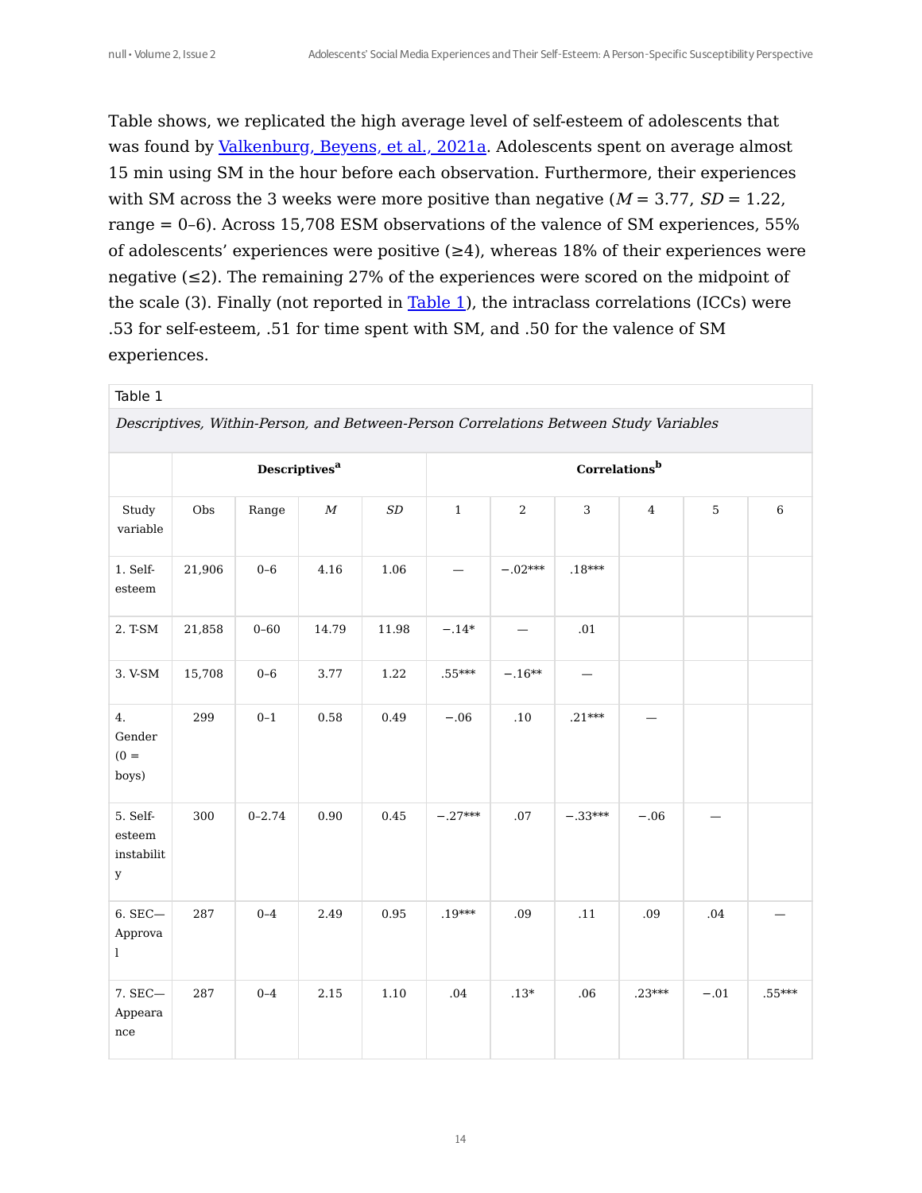Table shows, we replicated the high average level of self-esteem of adolescents that was found by Valkenburg, Beyens, et al., 2021a. Adolescents spent on average almost 15 min using SM in the hour before each observation. Furthermore, their experiences with SM across the 3 weeks were more positive than negative (*M* = 3.77, *SD* = 1.22, range = 0–6). Across 15,708 ESM observations of the valence of SM experiences, 55% of adolescents' experiences were positive (≥4), whereas 18% of their experiences were negative (≤2). The remaining 27% of the experiences were scored on the midpoint of the scale (3). Finally (not reported in Table 1), the intraclass correlations (ICCs) were .53 for self-esteem, .51 for time spent with SM, and .50 for the valence of SM experiences.

Table 1

*Descriptives, Within-Person, and Between-Person Correlations Between Study Variables*

| | **Descriptives[a]** | | | | **Correlations[b]** | | | | | |
|---|---|---|---|---|---|---|---|---|---|---|
| Study variable | Obs | Range | *M* | *SD* | 1 | 2 | 3 | 4 | 5 | 6 |
| 1. Self-esteem | 21,906 | 0–6 | 4.16 | 1.06 | — | −.02*** | .18*** | | | |
| 2. T-SM | 21,858 | 0–60 | 14.79 | 11.98 | −.14* | — | .01 | | | |
| 3. V-SM | 15,708 | 0–6 | 3.77 | 1.22 | .55*** | −.16** | — | | | |
| 4. Gender (0 = boys) | 299 | 0–1 | 0.58 | 0.49 | −.06 | .10 | .21*** | — | | |
| 5. Self-esteem instability | 300 | 0–2.74 | 0.90 | 0.45 | −.27*** | .07 | −.33*** | −.06 | — | |
| 6. SEC—Approval | 287 | 0–4 | 2.49 | 0.95 | .19*** | .09 | .11 | .09 | .04 | — |
| 7. SEC—Appearance | 287 | 0–4 | 2.15 | 1.10 | .04 | .13* | .06 | .23*** | −.01 | .55*** |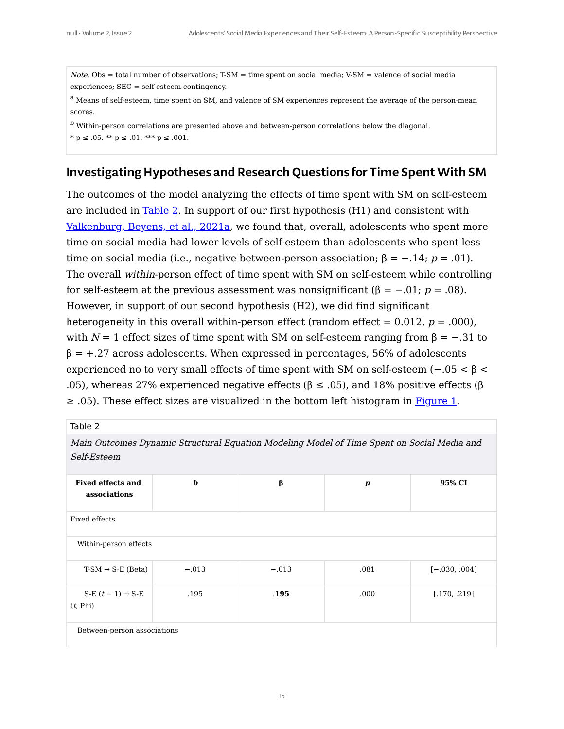*Note*. Obs = total number of observations; T-SM = time spent on social media; V-SM = valence of social media experiences; SEC = self-esteem contingency.

[a] Means of self-esteem, time spent on SM, and valence of SM experiences represent the average of the person-mean scores.

[b] Within-person correlations are presented above and between-person correlations below the diagonal.

* p ≤ .05. ** p ≤ .01. *** p ≤ .001.

## Investigating Hypotheses and Research Questions for Time Spent With SM

The outcomes of the model analyzing the effects of time spent with SM on self-esteem are included in Table 2. In support of our first hypothesis (H1) and consistent with Valkenburg, Beyens, et al., 2021a, we found that, overall, adolescents who spent more time on social media had lower levels of self-esteem than adolescents who spent less time on social media (i.e., negative between-person association; β = −.14; $p$ = .01). The overall *within*-person effect of time spent with SM on self-esteem while controlling for self-esteem at the previous assessment was nonsignificant (β = −.01; $p$ = .08). However, in support of our second hypothesis (H2), we did find significant heterogeneity in this overall within-person effect (random effect = 0.012, $p$ = .000), with $N$ = 1 effect sizes of time spent with SM on self-esteem ranging from β = −.31 to β = +.27 across adolescents. When expressed in percentages, 56% of adolescents experienced no to very small effects of time spent with SM on self-esteem (−.05 < β < .05), whereas 27% experienced negative effects (β ≤ .05), and 18% positive effects (β ≥ .05). These effect sizes are visualized in the bottom left histogram in Figure 1.

Table 2

*Main Outcomes Dynamic Structural Equation Modeling Model of Time Spent on Social Media and Self-Esteem*

| Fixed effects and associations | *b* | β | *p* | 95% CI |
|---|---|---|---|---|
| Fixed effects | | | | |
| Within-person effects | | | | |
| T-SM → S-E (Beta) | −.013 | −.013 | .081 | [−.030, .004] |
| S-E ($t$ − 1) → S-E ($t$, Phi) | .195 | **.195** | .000 | [.170, .219] |
| Between-person associations | | | | |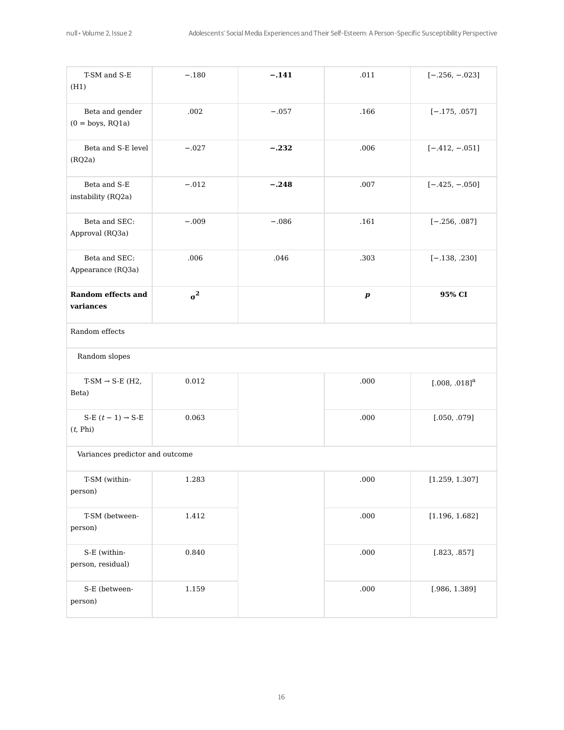| | | | | |
|---|---|---|---|---|
| T-SM and S-E (H1) | −.180 | **−.141** | .011 | [−.256, −.023] |
| Beta and gender (0 = boys, RQ1a) | .002 | −.057 | .166 | [−.175, .057] |
| Beta and S-E level (RQ2a) | −.027 | **−.232** | .006 | [−.412, −.051] |
| Beta and S-E instability (RQ2a) | −.012 | **−.248** | .007 | [−.425, −.050] |
| Beta and SEC: Approval (RQ3a) | −.009 | −.086 | .161 | [−.256, .087] |
| Beta and SEC: Appearance (RQ3a) | .006 | .046 | .303 | [−.138, .230] |
| **Random effects and variances** | $\sigma^2$ | | ***p*** | **95% CI** |
| Random effects | | | | |
| Random slopes | | | | |
| T-SM → S-E (H2, Beta) | 0.012 | | .000 | [.008, .018][a] |
| S-E ($t-1$) → S-E ($t$, Phi) | 0.063 | | .000 | [.050, .079] |
| Variances predictor and outcome | | | | |
| T-SM (within-person) | 1.283 | | .000 | [1.259, 1.307] |
| T-SM (between-person) | 1.412 | | .000 | [1.196, 1.682] |
| S-E (within-person, residual) | 0.840 | | .000 | [.823, .857] |
| S-E (between-person) | 1.159 | | .000 | [.986, 1.389] |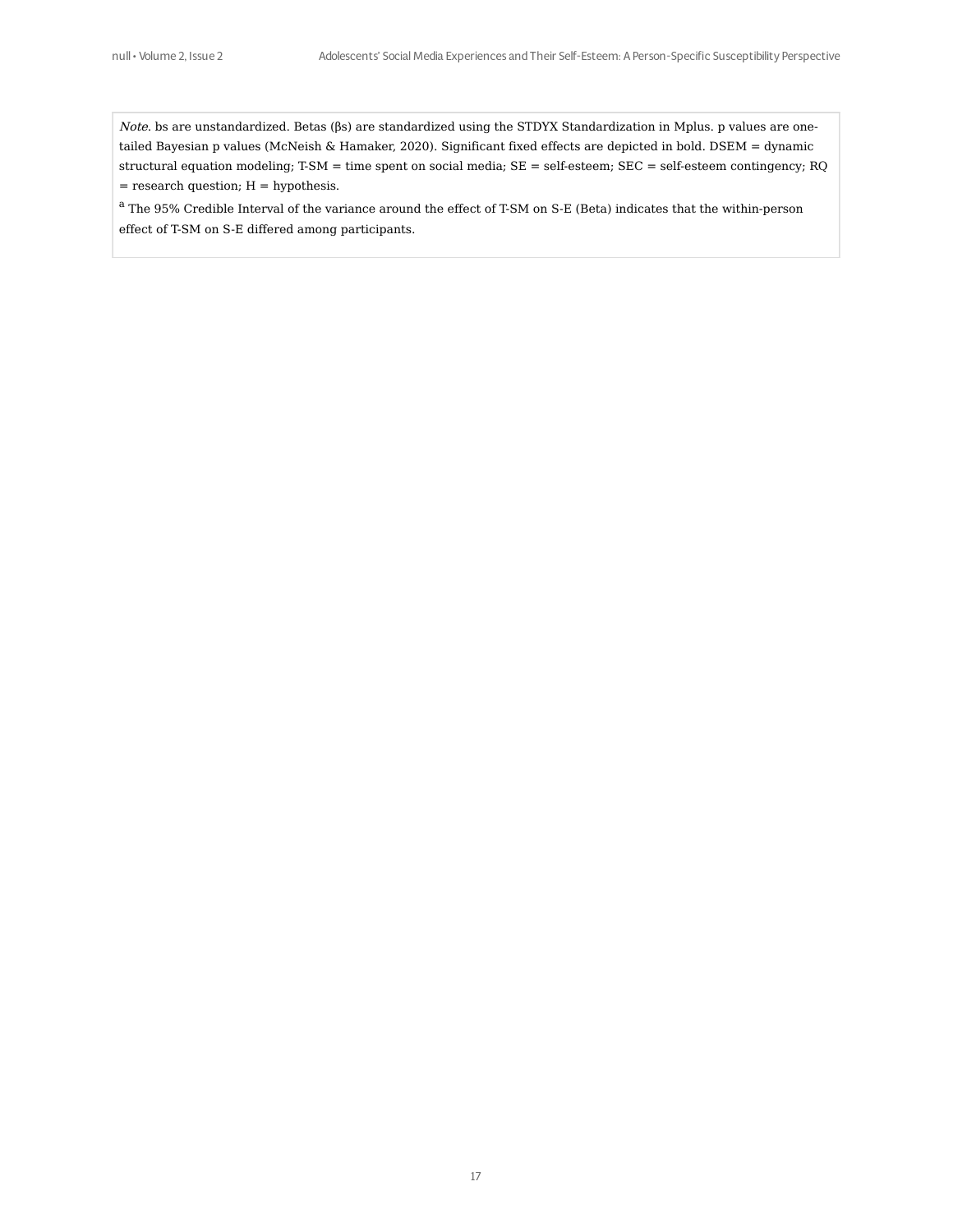*Note*. bs are unstandardized. Betas (βs) are standardized using the STDYX Standardization in Mplus. p values are one-tailed Bayesian p values (McNeish & Hamaker, 2020). Significant fixed effects are depicted in bold. DSEM = dynamic structural equation modeling; T-SM = time spent on social media; SE = self-esteem; SEC = self-esteem contingency; RQ = research question; H = hypothesis.

[a] The 95% Credible Interval of the variance around the effect of T-SM on S-E (Beta) indicates that the within-person effect of T-SM on S-E differed among participants.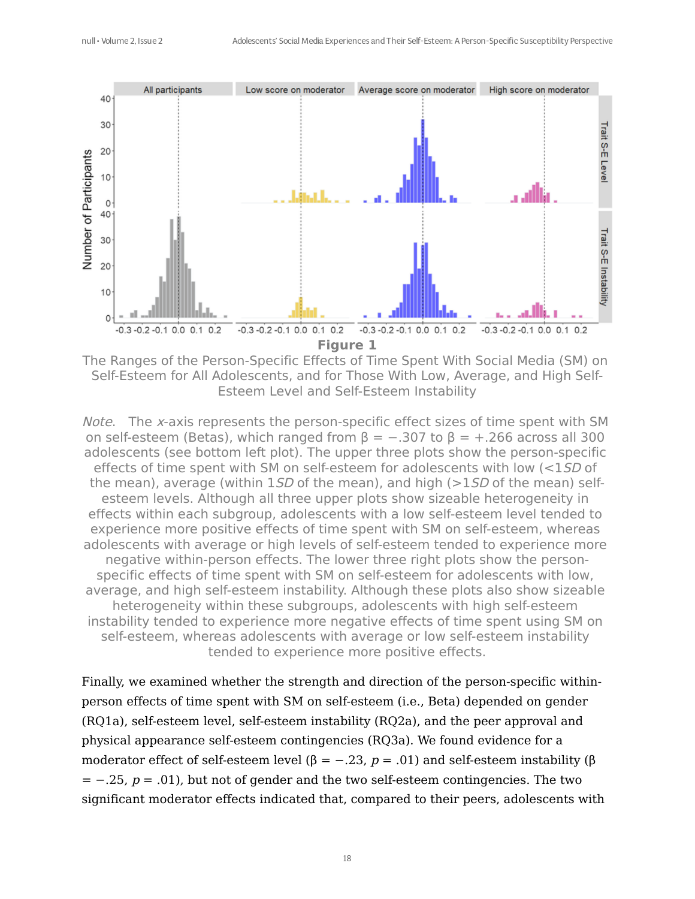**Figure 1**

The Ranges of the Person-Specific Effects of Time Spent With Social Media (SM) on Self-Esteem for All Adolescents, and for Those With Low, Average, and High Self-Esteem Level and Self-Esteem Instability

*Note*. The *x*-axis represents the person-specific effect sizes of time spent with SM on self-esteem (Betas), which ranged from β = −.307 to β = +.266 across all 300 adolescents (see bottom left plot). The upper three plots show the person-specific effects of time spent with SM on self-esteem for adolescents with low (<1*SD* of the mean), average (within 1*SD* of the mean), and high (>1*SD* of the mean) self-esteem levels. Although all three upper plots show sizeable heterogeneity in effects within each subgroup, adolescents with a low self-esteem level tended to experience more positive effects of time spent with SM on self-esteem, whereas adolescents with average or high levels of self-esteem tended to experience more negative within-person effects. The lower three right plots show the person-specific effects of time spent with SM on self-esteem for adolescents with low, average, and high self-esteem instability. Although these plots also show sizeable heterogeneity within these subgroups, adolescents with high self-esteem instability tended to experience more negative effects of time spent using SM on self-esteem, whereas adolescents with average or low self-esteem instability tended to experience more positive effects.

Finally, we examined whether the strength and direction of the person-specific within-person effects of time spent with SM on self-esteem (i.e., Beta) depended on gender (RQ1a), self-esteem level, self-esteem instability (RQ2a), and the peer approval and physical appearance self-esteem contingencies (RQ3a). We found evidence for a moderator effect of self-esteem level (β = −.23, $p$ = .01) and self-esteem instability (β = −.25, $p$ = .01), but not of gender and the two self-esteem contingencies. The two significant moderator effects indicated that, compared to their peers, adolescents with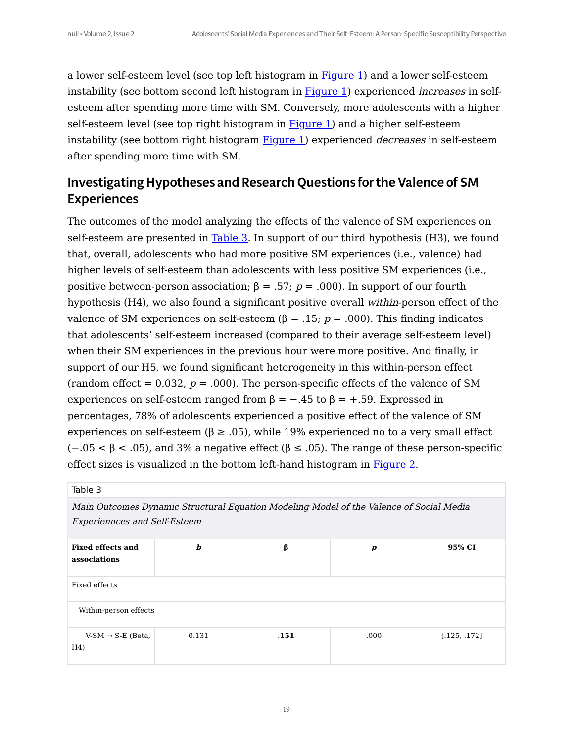a lower self-esteem level (see top left histogram in Figure 1) and a lower self-esteem instability (see bottom second left histogram in Figure 1) experienced *increases* in self-esteem after spending more time with SM. Conversely, more adolescents with a higher self-esteem level (see top right histogram in Figure 1) and a higher self-esteem instability (see bottom right histogram Figure 1) experienced *decreases* in self-esteem after spending more time with SM.

## Investigating Hypotheses and Research Questions for the Valence of SM Experiences

The outcomes of the model analyzing the effects of the valence of SM experiences on self-esteem are presented in Table 3. In support of our third hypothesis (H3), we found that, overall, adolescents who had more positive SM experiences (i.e., valence) had higher levels of self-esteem than adolescents with less positive SM experiences (i.e., positive between-person association; $\beta = .57$; $p = .000$). In support of our fourth hypothesis (H4), we also found a significant positive overall *within*-person effect of the valence of SM experiences on self-esteem ($\beta = .15$; $p = .000$). This finding indicates that adolescents' self-esteem increased (compared to their average self-esteem level) when their SM experiences in the previous hour were more positive. And finally, in support of our H5, we found significant heterogeneity in this within-person effect (random effect = 0.032, $p = .000$). The person-specific effects of the valence of SM experiences on self-esteem ranged from $\beta = -.45$ to $\beta = +.59$. Expressed in percentages, 78% of adolescents experienced a positive effect of the valence of SM experiences on self-esteem ($\beta \geq .05$), while 19% experienced no to a very small effect ($-.05 < \beta < .05$), and 3% a negative effect ($\beta \leq .05$). The range of these person-specific effect sizes is visualized in the bottom left-hand histogram in Figure 2.

Table 3

*Main Outcomes Dynamic Structural Equation Modeling Model of the Valence of Social Media Experiennces and Self-Esteem*

| **Fixed effects and associations** | ***b*** | **β** | ***p*** | **95% CI** |
|---|---|---|---|---|
| Fixed effects | | | | |
| Within-person effects | | | | |
| V-SM → S-E (Beta, H4) | 0.131 | **.151** | .000 | [.125, .172] |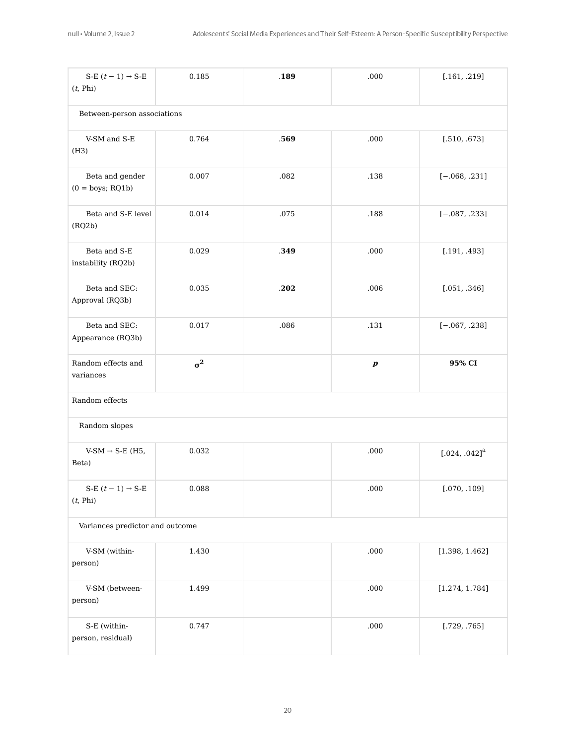| | | | | |
|---|---|---|---|---|
| S-E ($t$ − 1) → S-E ($t$, Phi) | 0.185 | **.189** | .000 | [.161, .219] |
| Between-person associations | | | | |
| V-SM and S-E (H3) | 0.764 | **.569** | .000 | [.510, .673] |
| Beta and gender (0 = boys; RQ1b) | 0.007 | .082 | .138 | [−.068, .231] |
| Beta and S-E level (RQ2b) | 0.014 | .075 | .188 | [−.087, .233] |
| Beta and S-E instability (RQ2b) | 0.029 | **.349** | .000 | [.191, .493] |
| Beta and SEC: Approval (RQ3b) | 0.035 | **.202** | .006 | [.051, .346] |
| Beta and SEC: Appearance (RQ3b) | 0.017 | .086 | .131 | [−.067, .238] |
| Random effects and variances | $\sigma^2$ | | $p$ | **95% CI** |
| Random effects | | | | |
| Random slopes | | | | |
| V-SM → S-E (H5, Beta) | 0.032 | | .000 | [.024, .042][a] |
| S-E ($t$ − 1) → S-E ($t$, Phi) | 0.088 | | .000 | [.070, .109] |
| Variances predictor and outcome | | | | |
| V-SM (within-person) | 1.430 | | .000 | [1.398, 1.462] |
| V-SM (between-person) | 1.499 | | .000 | [1.274, 1.784] |
| S-E (within-person, residual) | 0.747 | | .000 | [.729, .765] |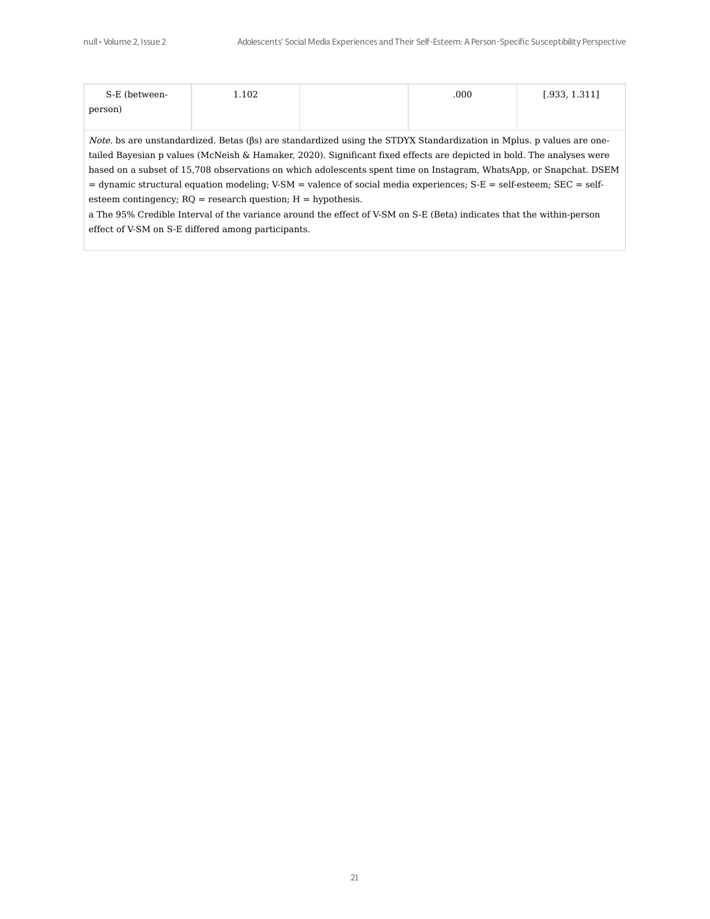| | | | | |
|---|---|---|---|---|
| S-E (between-person) | 1.102 | | .000 | [.933, 1.311] |

*Note.* bs are unstandardized. Betas (βs) are standardized using the STDYX Standardization in Mplus. p values are one-tailed Bayesian p values (McNeish & Hamaker, 2020). Significant fixed effects are depicted in bold. The analyses were based on a subset of 15,708 observations on which adolescents spent time on Instagram, WhatsApp, or Snapchat. DSEM = dynamic structural equation modeling; V-SM = valence of social media experiences; S-E = self-esteem; SEC = self-esteem contingency; RQ = research question; H = hypothesis.

a The 95% Credible Interval of the variance around the effect of V-SM on S-E (Beta) indicates that the within-person effect of V-SM on S-E differed among participants.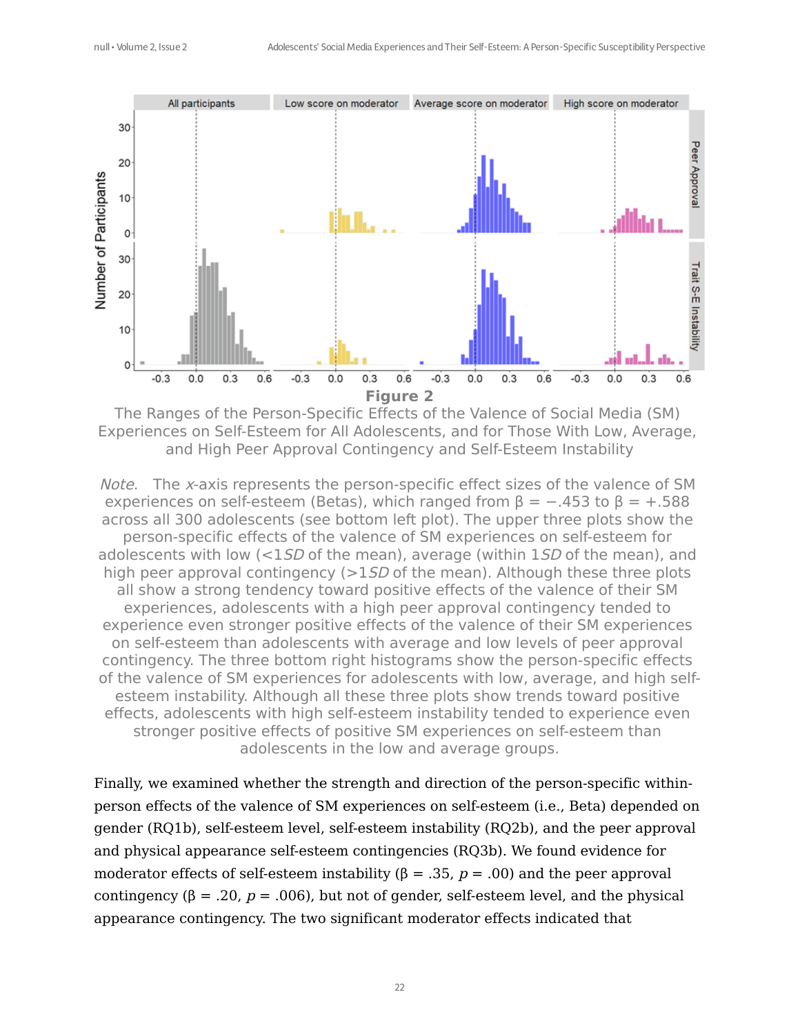**Figure 2**

The Ranges of the Person-Specific Effects of the Valence of Social Media (SM) Experiences on Self-Esteem for All Adolescents, and for Those With Low, Average, and High Peer Approval Contingency and Self-Esteem Instability

*Note*. The *x*-axis represents the person-specific effect sizes of the valence of SM experiences on self-esteem (Betas), which ranged from $\beta = -.453$ to $\beta = +.588$ across all 300 adolescents (see bottom left plot). The upper three plots show the person-specific effects of the valence of SM experiences on self-esteem for adolescents with low (<1*SD* of the mean), average (within 1*SD* of the mean), and high peer approval contingency (>1*SD* of the mean). Although these three plots all show a strong tendency toward positive effects of the valence of their SM experiences, adolescents with a high peer approval contingency tended to experience even stronger positive effects of the valence of their SM experiences on self-esteem than adolescents with average and low levels of peer approval contingency. The three bottom right histograms show the person-specific effects of the valence of SM experiences for adolescents with low, average, and high self-esteem instability. Although all these three plots show trends toward positive effects, adolescents with high self-esteem instability tended to experience even stronger positive effects of positive SM experiences on self-esteem than adolescents in the low and average groups.

Finally, we examined whether the strength and direction of the person-specific within-person effects of the valence of SM experiences on self-esteem (i.e., Beta) depended on gender (RQ1b), self-esteem level, self-esteem instability (RQ2b), and the peer approval and physical appearance self-esteem contingencies (RQ3b). We found evidence for moderator effects of self-esteem instability ($\beta = .35$, $p = .00$) and the peer approval contingency ($\beta = .20$, $p = .006$), but not of gender, self-esteem level, and the physical appearance contingency. The two significant moderator effects indicated that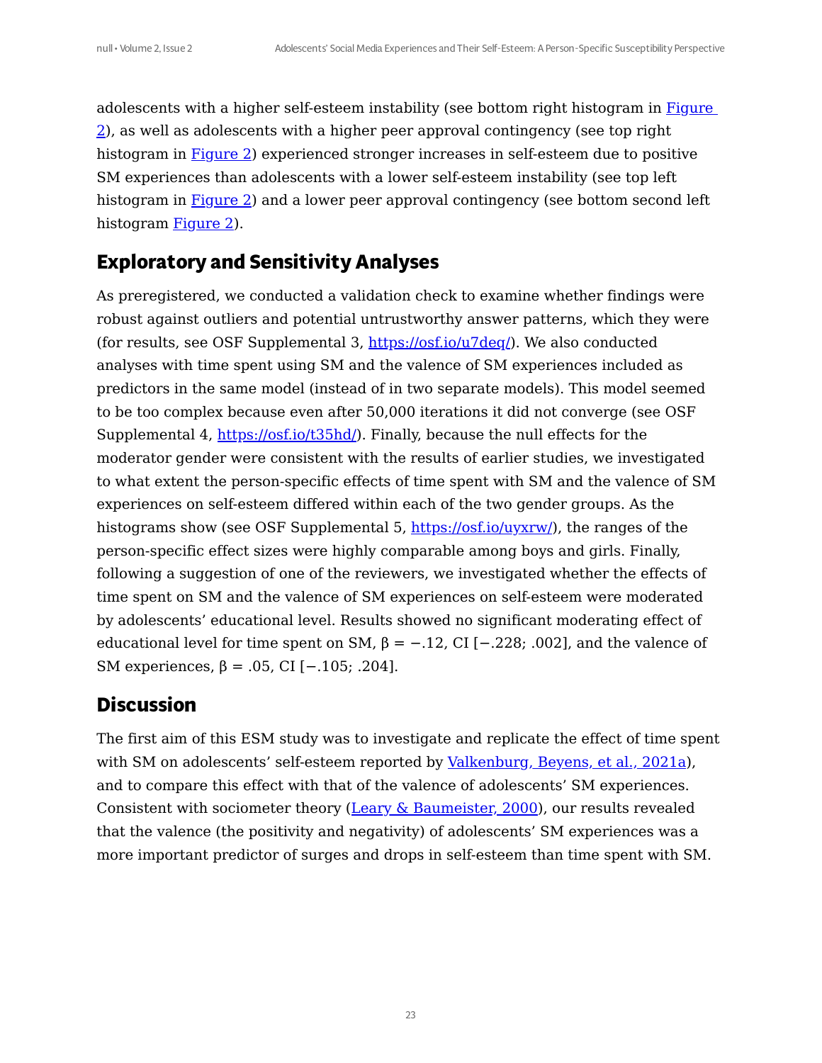adolescents with a higher self-esteem instability (see bottom right histogram in Figure 2), as well as adolescents with a higher peer approval contingency (see top right histogram in Figure 2) experienced stronger increases in self-esteem due to positive SM experiences than adolescents with a lower self-esteem instability (see top left histogram in Figure 2) and a lower peer approval contingency (see bottom second left histogram Figure 2).

## Exploratory and Sensitivity Analyses

As preregistered, we conducted a validation check to examine whether findings were robust against outliers and potential untrustworthy answer patterns, which they were (for results, see OSF Supplemental 3, https://osf.io/u7deq/). We also conducted analyses with time spent using SM and the valence of SM experiences included as predictors in the same model (instead of in two separate models). This model seemed to be too complex because even after 50,000 iterations it did not converge (see OSF Supplemental 4, https://osf.io/t35hd/). Finally, because the null effects for the moderator gender were consistent with the results of earlier studies, we investigated to what extent the person-specific effects of time spent with SM and the valence of SM experiences on self-esteem differed within each of the two gender groups. As the histograms show (see OSF Supplemental 5, https://osf.io/uyxrw/), the ranges of the person-specific effect sizes were highly comparable among boys and girls. Finally, following a suggestion of one of the reviewers, we investigated whether the effects of time spent on SM and the valence of SM experiences on self-esteem were moderated by adolescents' educational level. Results showed no significant moderating effect of educational level for time spent on SM, $\beta = -.12$, CI [−.228; .002], and the valence of SM experiences, $\beta = .05$, CI [−.105; .204].

## Discussion

The first aim of this ESM study was to investigate and replicate the effect of time spent with SM on adolescents' self-esteem reported by Valkenburg, Beyens, et al., 2021a), and to compare this effect with that of the valence of adolescents' SM experiences. Consistent with sociometer theory (Leary & Baumeister, 2000), our results revealed that the valence (the positivity and negativity) of adolescents' SM experiences was a more important predictor of surges and drops in self-esteem than time spent with SM.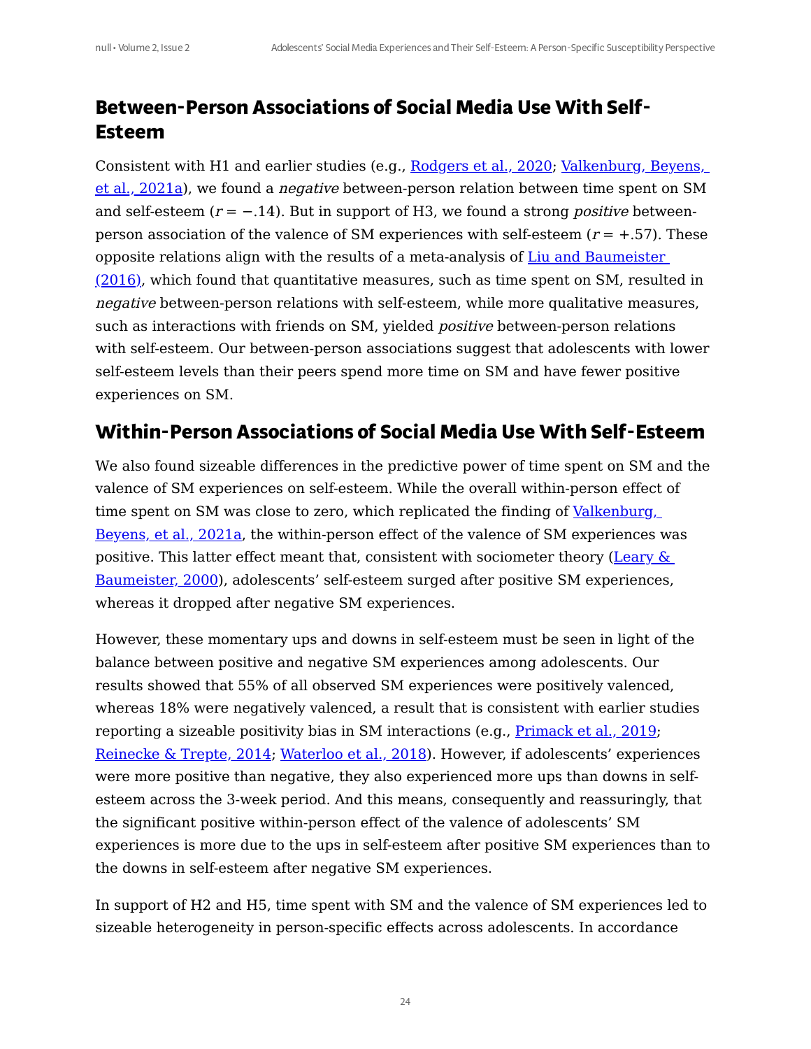## Between-Person Associations of Social Media Use With Self-Esteem

Consistent with H1 and earlier studies (e.g., Rodgers et al., 2020; Valkenburg, Beyens, et al., 2021a), we found a *negative* between-person relation between time spent on SM and self-esteem ($r = -.14$). But in support of H3, we found a strong *positive* between-person association of the valence of SM experiences with self-esteem ($r = +.57$). These opposite relations align with the results of a meta-analysis of Liu and Baumeister (2016), which found that quantitative measures, such as time spent on SM, resulted in *negative* between-person relations with self-esteem, while more qualitative measures, such as interactions with friends on SM, yielded *positive* between-person relations with self-esteem. Our between-person associations suggest that adolescents with lower self-esteem levels than their peers spend more time on SM and have fewer positive experiences on SM.

## Within-Person Associations of Social Media Use With Self-Esteem

We also found sizeable differences in the predictive power of time spent on SM and the valence of SM experiences on self-esteem. While the overall within-person effect of time spent on SM was close to zero, which replicated the finding of Valkenburg, Beyens, et al., 2021a, the within-person effect of the valence of SM experiences was positive. This latter effect meant that, consistent with sociometer theory (Leary & Baumeister, 2000), adolescents' self-esteem surged after positive SM experiences, whereas it dropped after negative SM experiences.

However, these momentary ups and downs in self-esteem must be seen in light of the balance between positive and negative SM experiences among adolescents. Our results showed that 55% of all observed SM experiences were positively valenced, whereas 18% were negatively valenced, a result that is consistent with earlier studies reporting a sizeable positivity bias in SM interactions (e.g., Primack et al., 2019; Reinecke & Trepte, 2014; Waterloo et al., 2018). However, if adolescents' experiences were more positive than negative, they also experienced more ups than downs in self-esteem across the 3-week period. And this means, consequently and reassuringly, that the significant positive within-person effect of the valence of adolescents' SM experiences is more due to the ups in self-esteem after positive SM experiences than to the downs in self-esteem after negative SM experiences.

In support of H2 and H5, time spent with SM and the valence of SM experiences led to sizeable heterogeneity in person-specific effects across adolescents. In accordance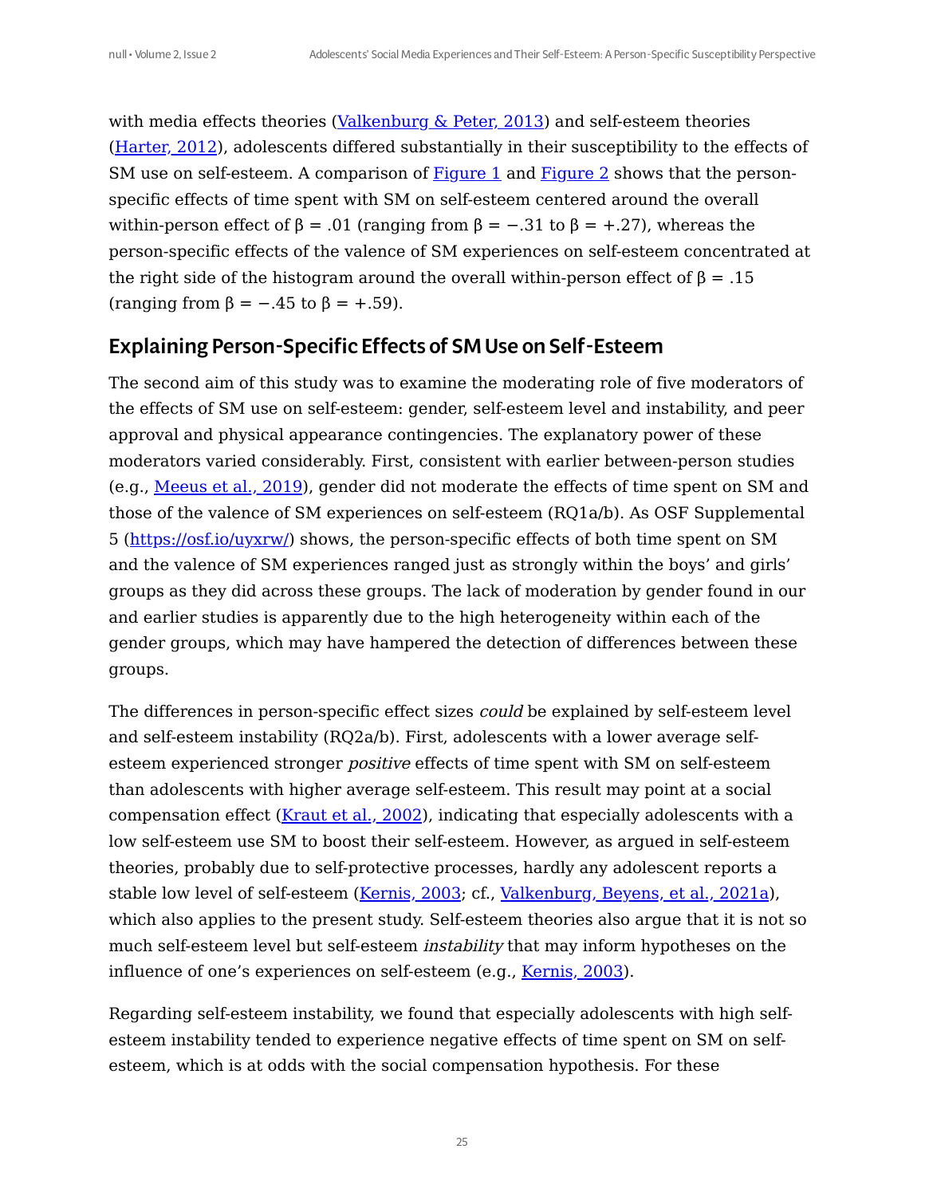with media effects theories (Valkenburg & Peter, 2013) and self-esteem theories (Harter, 2012), adolescents differed substantially in their susceptibility to the effects of SM use on self-esteem. A comparison of Figure 1 and Figure 2 shows that the person-specific effects of time spent with SM on self-esteem centered around the overall within-person effect of $\beta = .01$ (ranging from $\beta = -.31$ to $\beta = +.27$), whereas the person-specific effects of the valence of SM experiences on self-esteem concentrated at the right side of the histogram around the overall within-person effect of $\beta = .15$ (ranging from $\beta = -.45$ to $\beta = +.59$).

## Explaining Person-Specific Effects of SM Use on Self-Esteem

The second aim of this study was to examine the moderating role of five moderators of the effects of SM use on self-esteem: gender, self-esteem level and instability, and peer approval and physical appearance contingencies. The explanatory power of these moderators varied considerably. First, consistent with earlier between-person studies (e.g., Meeus et al., 2019), gender did not moderate the effects of time spent on SM and those of the valence of SM experiences on self-esteem (RQ1a/b). As OSF Supplemental 5 (https://osf.io/uyxrw/) shows, the person-specific effects of both time spent on SM and the valence of SM experiences ranged just as strongly within the boys' and girls' groups as they did across these groups. The lack of moderation by gender found in our and earlier studies is apparently due to the high heterogeneity within each of the gender groups, which may have hampered the detection of differences between these groups.

The differences in person-specific effect sizes *could* be explained by self-esteem level and self-esteem instability (RQ2a/b). First, adolescents with a lower average self-esteem experienced stronger *positive* effects of time spent with SM on self-esteem than adolescents with higher average self-esteem. This result may point at a social compensation effect (Kraut et al., 2002), indicating that especially adolescents with a low self-esteem use SM to boost their self-esteem. However, as argued in self-esteem theories, probably due to self-protective processes, hardly any adolescent reports a stable low level of self-esteem (Kernis, 2003; cf., Valkenburg, Beyens, et al., 2021a), which also applies to the present study. Self-esteem theories also argue that it is not so much self-esteem level but self-esteem *instability* that may inform hypotheses on the influence of one's experiences on self-esteem (e.g., Kernis, 2003).

Regarding self-esteem instability, we found that especially adolescents with high self-esteem instability tended to experience negative effects of time spent on SM on self-esteem, which is at odds with the social compensation hypothesis. For these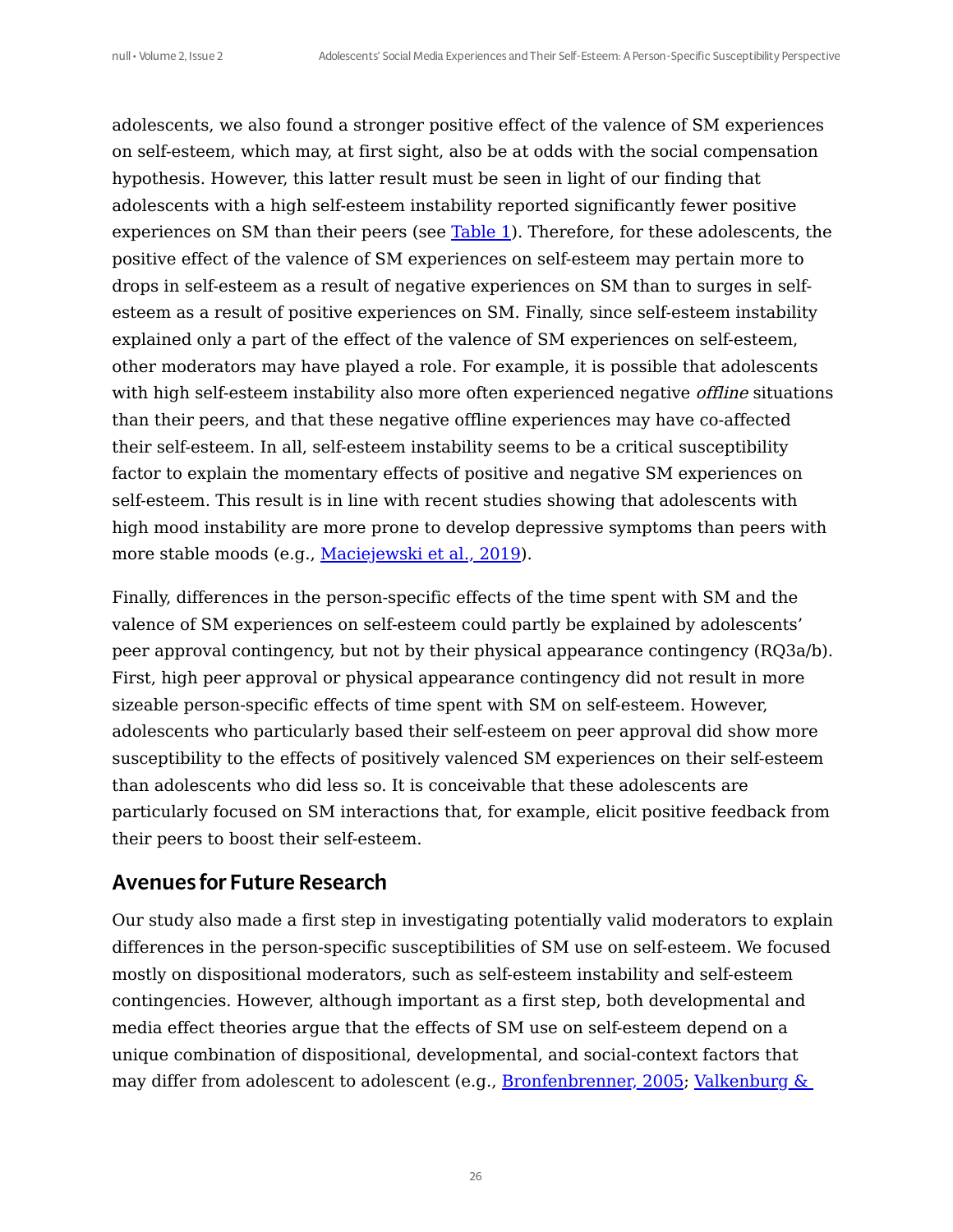adolescents, we also found a stronger positive effect of the valence of SM experiences on self-esteem, which may, at first sight, also be at odds with the social compensation hypothesis. However, this latter result must be seen in light of our finding that adolescents with a high self-esteem instability reported significantly fewer positive experiences on SM than their peers (see Table 1). Therefore, for these adolescents, the positive effect of the valence of SM experiences on self-esteem may pertain more to drops in self-esteem as a result of negative experiences on SM than to surges in self-esteem as a result of positive experiences on SM. Finally, since self-esteem instability explained only a part of the effect of the valence of SM experiences on self-esteem, other moderators may have played a role. For example, it is possible that adolescents with high self-esteem instability also more often experienced negative *offline* situations than their peers, and that these negative offline experiences may have co-affected their self-esteem. In all, self-esteem instability seems to be a critical susceptibility factor to explain the momentary effects of positive and negative SM experiences on self-esteem. This result is in line with recent studies showing that adolescents with high mood instability are more prone to develop depressive symptoms than peers with more stable moods (e.g., Maciejewski et al., 2019).

Finally, differences in the person-specific effects of the time spent with SM and the valence of SM experiences on self-esteem could partly be explained by adolescents' peer approval contingency, but not by their physical appearance contingency (RQ3a/b). First, high peer approval or physical appearance contingency did not result in more sizeable person-specific effects of time spent with SM on self-esteem. However, adolescents who particularly based their self-esteem on peer approval did show more susceptibility to the effects of positively valenced SM experiences on their self-esteem than adolescents who did less so. It is conceivable that these adolescents are particularly focused on SM interactions that, for example, elicit positive feedback from their peers to boost their self-esteem.

## Avenues for Future Research

Our study also made a first step in investigating potentially valid moderators to explain differences in the person-specific susceptibilities of SM use on self-esteem. We focused mostly on dispositional moderators, such as self-esteem instability and self-esteem contingencies. However, although important as a first step, both developmental and media effect theories argue that the effects of SM use on self-esteem depend on a unique combination of dispositional, developmental, and social-context factors that may differ from adolescent to adolescent (e.g., Bronfenbrenner, 2005; Valkenburg &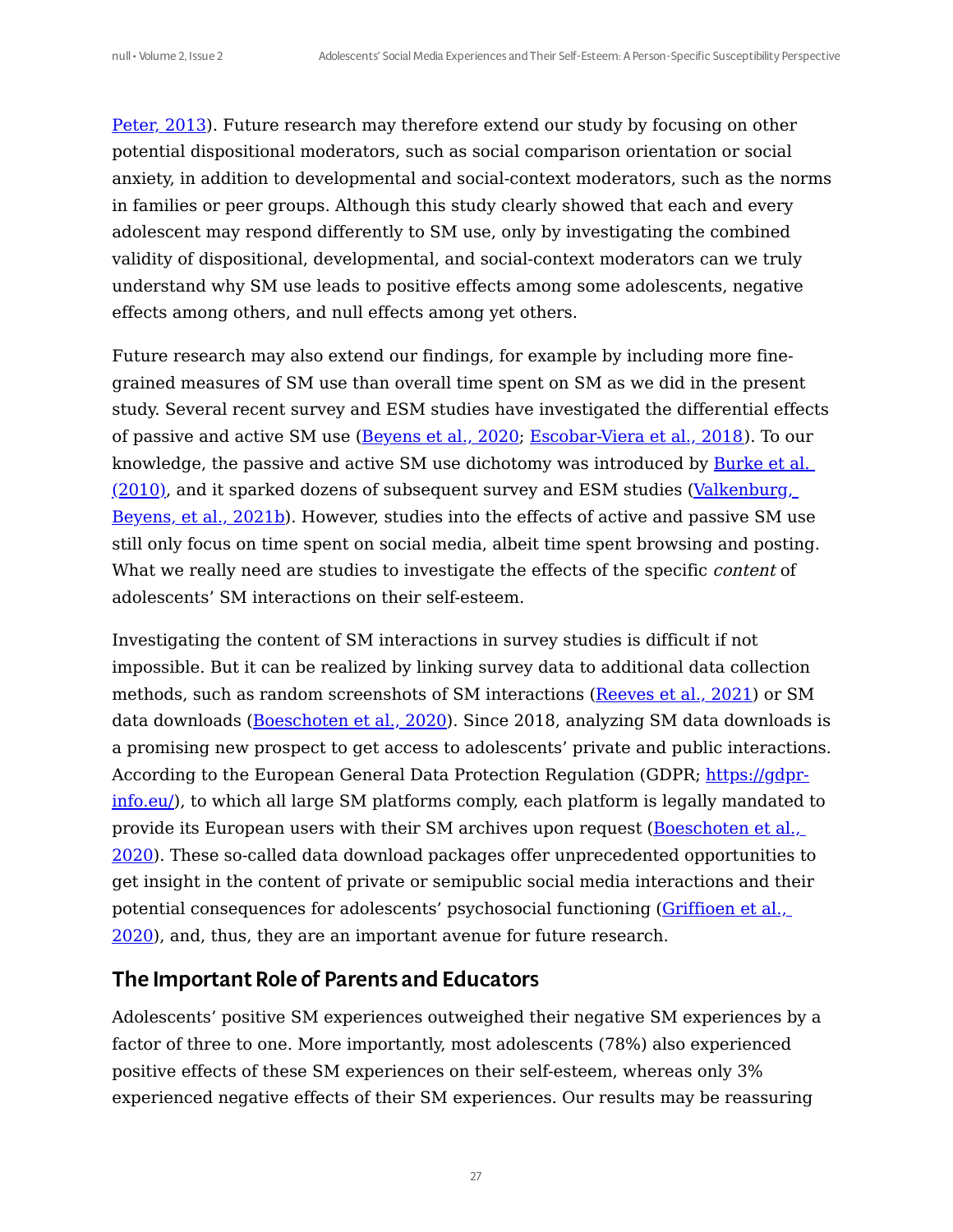Peter, 2013). Future research may therefore extend our study by focusing on other potential dispositional moderators, such as social comparison orientation or social anxiety, in addition to developmental and social-context moderators, such as the norms in families or peer groups. Although this study clearly showed that each and every adolescent may respond differently to SM use, only by investigating the combined validity of dispositional, developmental, and social-context moderators can we truly understand why SM use leads to positive effects among some adolescents, negative effects among others, and null effects among yet others.

Future research may also extend our findings, for example by including more fine-grained measures of SM use than overall time spent on SM as we did in the present study. Several recent survey and ESM studies have investigated the differential effects of passive and active SM use (Beyens et al., 2020; Escobar-Viera et al., 2018). To our knowledge, the passive and active SM use dichotomy was introduced by Burke et al. (2010), and it sparked dozens of subsequent survey and ESM studies (Valkenburg, Beyens, et al., 2021b). However, studies into the effects of active and passive SM use still only focus on time spent on social media, albeit time spent browsing and posting. What we really need are studies to investigate the effects of the specific *content* of adolescents' SM interactions on their self-esteem.

Investigating the content of SM interactions in survey studies is difficult if not impossible. But it can be realized by linking survey data to additional data collection methods, such as random screenshots of SM interactions (Reeves et al., 2021) or SM data downloads (Boeschoten et al., 2020). Since 2018, analyzing SM data downloads is a promising new prospect to get access to adolescents' private and public interactions. According to the European General Data Protection Regulation (GDPR; https://gdpr-info.eu/), to which all large SM platforms comply, each platform is legally mandated to provide its European users with their SM archives upon request (Boeschoten et al., 2020). These so-called data download packages offer unprecedented opportunities to get insight in the content of private or semipublic social media interactions and their potential consequences for adolescents' psychosocial functioning (Griffioen et al., 2020), and, thus, they are an important avenue for future research.

## The Important Role of Parents and Educators

Adolescents' positive SM experiences outweighed their negative SM experiences by a factor of three to one. More importantly, most adolescents (78%) also experienced positive effects of these SM experiences on their self-esteem, whereas only 3% experienced negative effects of their SM experiences. Our results may be reassuring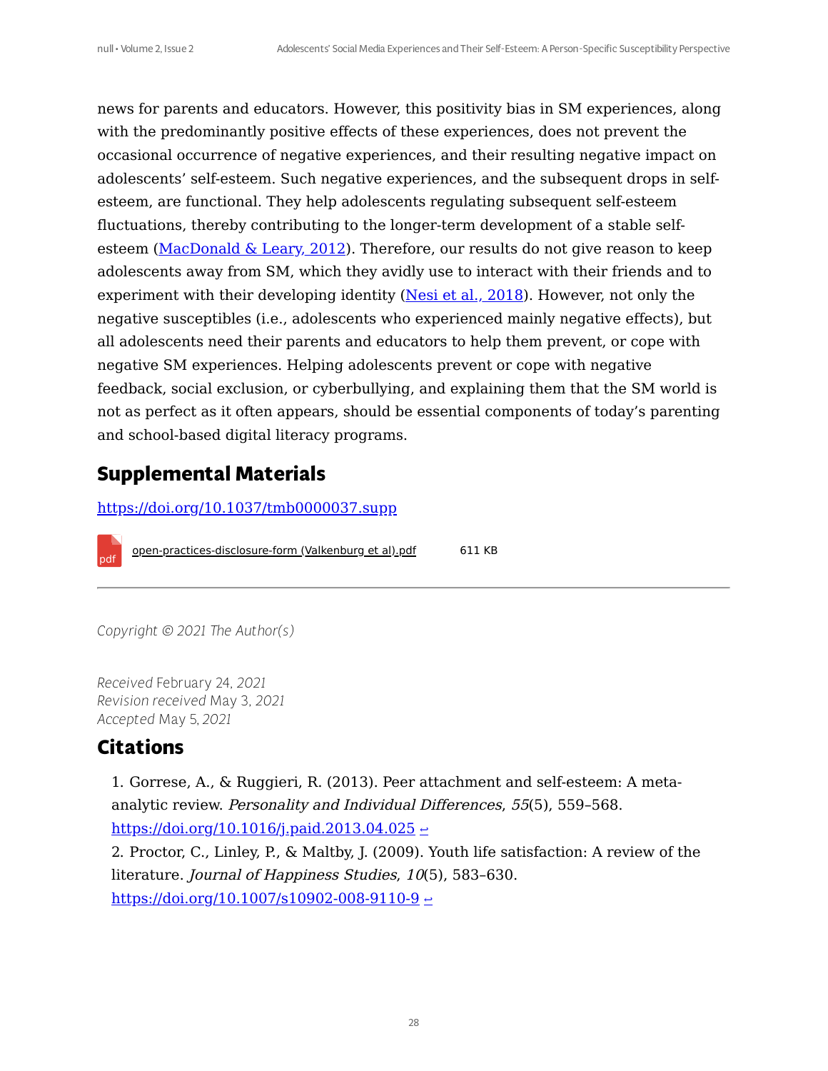news for parents and educators. However, this positivity bias in SM experiences, along with the predominantly positive effects of these experiences, does not prevent the occasional occurrence of negative experiences, and their resulting negative impact on adolescents' self-esteem. Such negative experiences, and the subsequent drops in self-esteem, are functional. They help adolescents regulating subsequent self-esteem fluctuations, thereby contributing to the longer-term development of a stable self-esteem (MacDonald & Leary, 2012). Therefore, our results do not give reason to keep adolescents away from SM, which they avidly use to interact with their friends and to experiment with their developing identity (Nesi et al., 2018). However, not only the negative susceptibles (i.e., adolescents who experienced mainly negative effects), but all adolescents need their parents and educators to help them prevent, or cope with negative SM experiences. Helping adolescents prevent or cope with negative feedback, social exclusion, or cyberbullying, and explaining them that the SM world is not as perfect as it often appears, should be essential components of today's parenting and school-based digital literacy programs.

## Supplemental Materials

https://doi.org/10.1037/tmb0000037.supp

open-practices-disclosure-form (Valkenburg et al).pdf 611 KB

---

*Copyright © 2021 The Author(s)*

*Received* February 24, *2021*
*Revision received* May 3, *2021*
*Accepted* May 5, *2021*

## Citations

1. Gorrese, A., & Ruggieri, R. (2013). Peer attachment and self-esteem: A meta-analytic review. *Personality and Individual Differences*, *55*(5), 559–568. https://doi.org/10.1016/j.paid.2013.04.025 ↩
2. Proctor, C., Linley, P., & Maltby, J. (2009). Youth life satisfaction: A review of the literature. *Journal of Happiness Studies*, *10*(5), 583–630. https://doi.org/10.1007/s10902-008-9110-9 ↩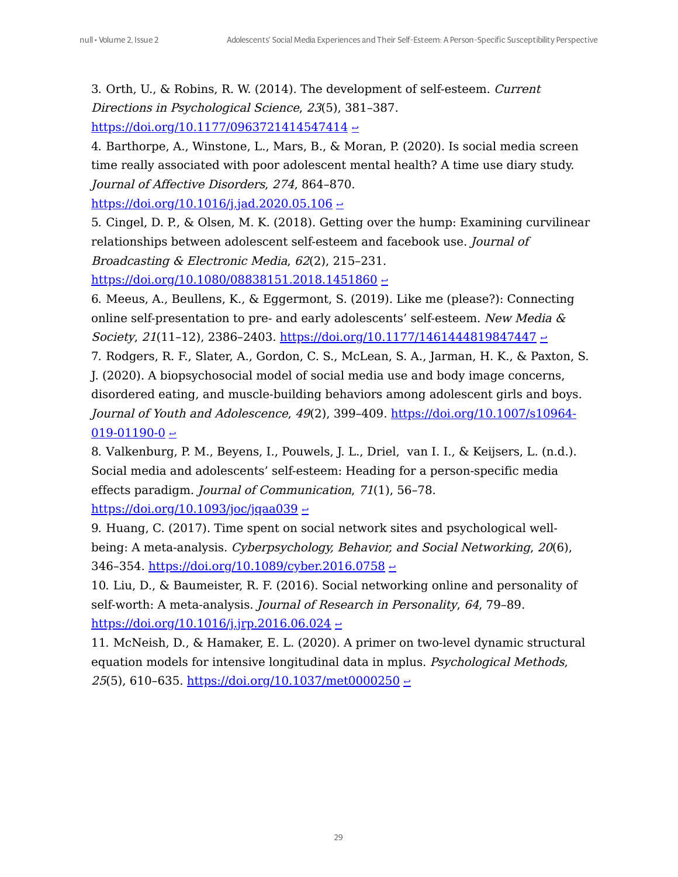3. Orth, U., & Robins, R. W. (2014). The development of self-esteem. *Current Directions in Psychological Science*, *23*(5), 381–387. https://doi.org/10.1177/0963721414547414 ↩

4. Barthorpe, A., Winstone, L., Mars, B., & Moran, P. (2020). Is social media screen time really associated with poor adolescent mental health? A time use diary study. *Journal of Affective Disorders*, *274*, 864–870. https://doi.org/10.1016/j.jad.2020.05.106 ↩

5. Cingel, D. P., & Olsen, M. K. (2018). Getting over the hump: Examining curvilinear relationships between adolescent self-esteem and facebook use. *Journal of Broadcasting & Electronic Media*, *62*(2), 215–231. https://doi.org/10.1080/08838151.2018.1451860 ↩

6. Meeus, A., Beullens, K., & Eggermont, S. (2019). Like me (please?): Connecting online self-presentation to pre- and early adolescents' self-esteem. *New Media & Society*, *21*(11–12), 2386–2403. https://doi.org/10.1177/1461444819847447 ↩

7. Rodgers, R. F., Slater, A., Gordon, C. S., McLean, S. A., Jarman, H. K., & Paxton, S. J. (2020). A biopsychosocial model of social media use and body image concerns, disordered eating, and muscle-building behaviors among adolescent girls and boys. *Journal of Youth and Adolescence*, *49*(2), 399–409. https://doi.org/10.1007/s10964-019-01190-0 ↩

8. Valkenburg, P. M., Beyens, I., Pouwels, J. L., Driel, van I. I., & Keijsers, L. (n.d.). Social media and adolescents' self-esteem: Heading for a person-specific media effects paradigm. *Journal of Communication*, *71*(1), 56–78. https://doi.org/10.1093/joc/jqaa039 ↩

9. Huang, C. (2017). Time spent on social network sites and psychological well-being: A meta-analysis. *Cyberpsychology, Behavior, and Social Networking*, *20*(6), 346–354. https://doi.org/10.1089/cyber.2016.0758 ↩

10. Liu, D., & Baumeister, R. F. (2016). Social networking online and personality of self-worth: A meta-analysis. *Journal of Research in Personality*, *64*, 79–89. https://doi.org/10.1016/j.jrp.2016.06.024 ↩

11. McNeish, D., & Hamaker, E. L. (2020). A primer on two-level dynamic structural equation models for intensive longitudinal data in mplus. *Psychological Methods*, *25*(5), 610–635. https://doi.org/10.1037/met0000250 ↩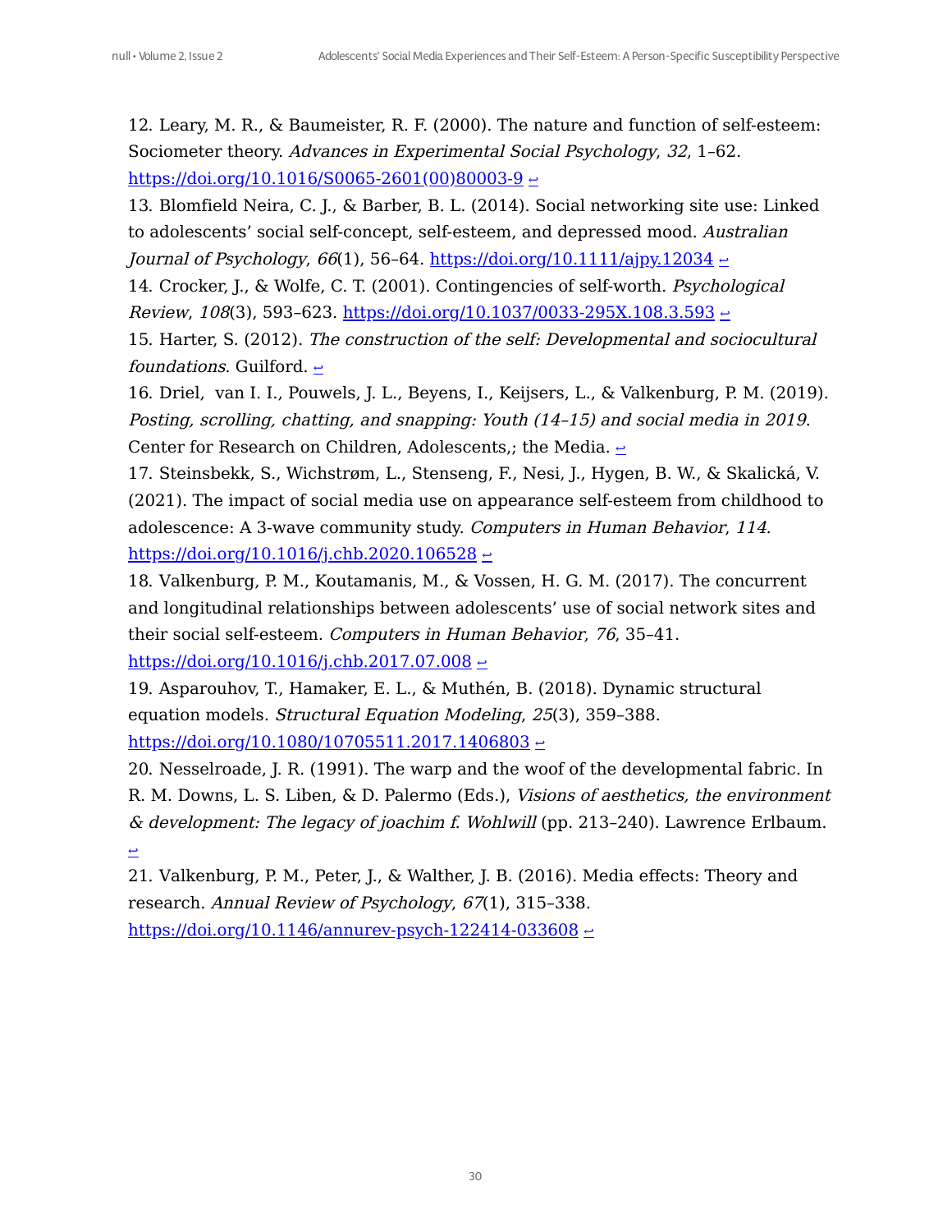12. Leary, M. R., & Baumeister, R. F. (2000). The nature and function of self-esteem: Sociometer theory. *Advances in Experimental Social Psychology*, *32*, 1–62. https://doi.org/10.1016/S0065-2601(00)80003-9 ↩

13. Blomfield Neira, C. J., & Barber, B. L. (2014). Social networking site use: Linked to adolescents' social self-concept, self-esteem, and depressed mood. *Australian Journal of Psychology*, *66*(1), 56–64. https://doi.org/10.1111/ajpy.12034 ↩

14. Crocker, J., & Wolfe, C. T. (2001). Contingencies of self-worth. *Psychological Review*, *108*(3), 593–623. https://doi.org/10.1037/0033-295X.108.3.593 ↩

15. Harter, S. (2012). *The construction of the self: Developmental and sociocultural foundations*. Guilford. ↩

16. Driel, van I. I., Pouwels, J. L., Beyens, I., Keijsers, L., & Valkenburg, P. M. (2019). *Posting, scrolling, chatting, and snapping: Youth (14–15) and social media in 2019*. Center for Research on Children, Adolescents,; the Media. ↩

17. Steinsbekk, S., Wichstrøm, L., Stenseng, F., Nesi, J., Hygen, B. W., & Skalická, V. (2021). The impact of social media use on appearance self-esteem from childhood to adolescence: A 3-wave community study. *Computers in Human Behavior*, *114*. https://doi.org/10.1016/j.chb.2020.106528 ↩

18. Valkenburg, P. M., Koutamanis, M., & Vossen, H. G. M. (2017). The concurrent and longitudinal relationships between adolescents' use of social network sites and their social self-esteem. *Computers in Human Behavior*, *76*, 35–41. https://doi.org/10.1016/j.chb.2017.07.008 ↩

19. Asparouhov, T., Hamaker, E. L., & Muthén, B. (2018). Dynamic structural equation models. *Structural Equation Modeling*, *25*(3), 359–388. https://doi.org/10.1080/10705511.2017.1406803 ↩

20. Nesselroade, J. R. (1991). The warp and the woof of the developmental fabric. In R. M. Downs, L. S. Liben, & D. Palermo (Eds.), *Visions of aesthetics, the environment & development: The legacy of joachim f. Wohlwill* (pp. 213–240). Lawrence Erlbaum. ↩

21. Valkenburg, P. M., Peter, J., & Walther, J. B. (2016). Media effects: Theory and research. *Annual Review of Psychology*, *67*(1), 315–338. https://doi.org/10.1146/annurev-psych-122414-033608 ↩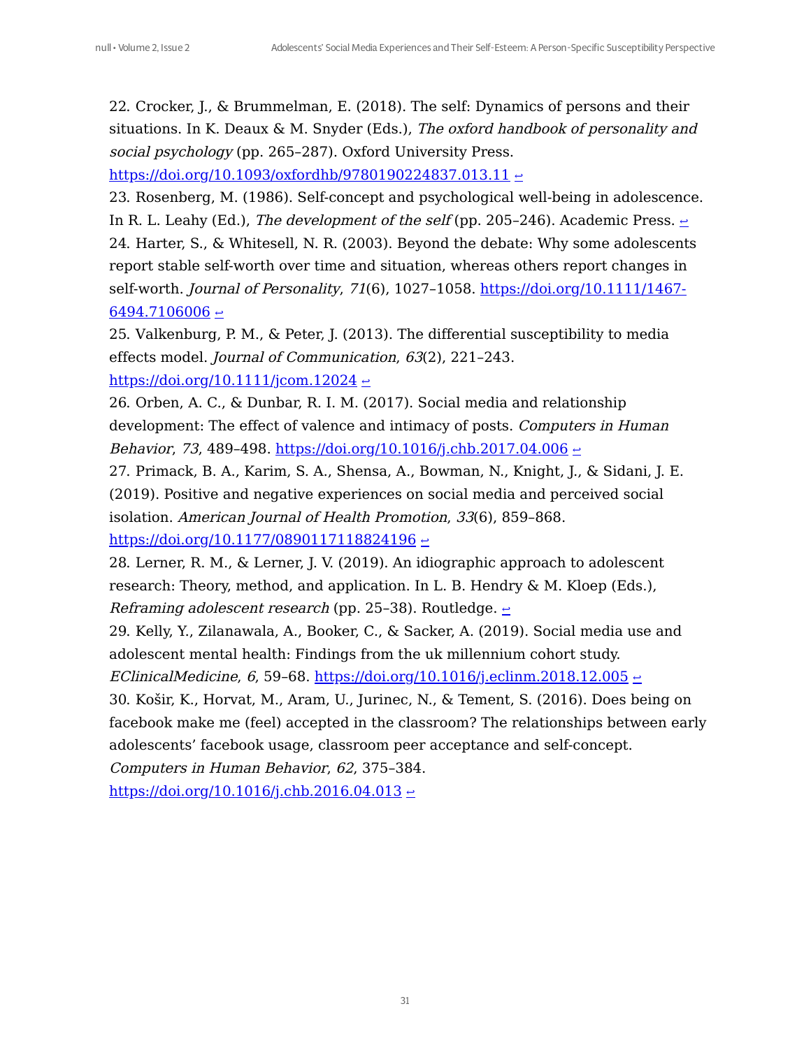22. Crocker, J., & Brummelman, E. (2018). The self: Dynamics of persons and their situations. In K. Deaux & M. Snyder (Eds.), *The oxford handbook of personality and social psychology* (pp. 265–287). Oxford University Press. https://doi.org/10.1093/oxfordhb/9780190224837.013.11 ↩

23. Rosenberg, M. (1986). Self-concept and psychological well-being in adolescence. In R. L. Leahy (Ed.), *The development of the self* (pp. 205–246). Academic Press. ↩

24. Harter, S., & Whitesell, N. R. (2003). Beyond the debate: Why some adolescents report stable self-worth over time and situation, whereas others report changes in self-worth. *Journal of Personality*, *71*(6), 1027–1058. https://doi.org/10.1111/1467-6494.7106006 ↩

25. Valkenburg, P. M., & Peter, J. (2013). The differential susceptibility to media effects model. *Journal of Communication*, *63*(2), 221–243. https://doi.org/10.1111/jcom.12024 ↩

26. Orben, A. C., & Dunbar, R. I. M. (2017). Social media and relationship development: The effect of valence and intimacy of posts. *Computers in Human Behavior*, *73*, 489–498. https://doi.org/10.1016/j.chb.2017.04.006 ↩

27. Primack, B. A., Karim, S. A., Shensa, A., Bowman, N., Knight, J., & Sidani, J. E. (2019). Positive and negative experiences on social media and perceived social isolation. *American Journal of Health Promotion*, *33*(6), 859–868. https://doi.org/10.1177/0890117118824196 ↩

28. Lerner, R. M., & Lerner, J. V. (2019). An idiographic approach to adolescent research: Theory, method, and application. In L. B. Hendry & M. Kloep (Eds.), *Reframing adolescent research* (pp. 25–38). Routledge. ↩

29. Kelly, Y., Zilanawala, A., Booker, C., & Sacker, A. (2019). Social media use and adolescent mental health: Findings from the uk millennium cohort study. *EClinicalMedicine*, *6*, 59–68. https://doi.org/10.1016/j.eclinm.2018.12.005 ↩

30. Košir, K., Horvat, M., Aram, U., Jurinec, N., & Tement, S. (2016). Does being on facebook make me (feel) accepted in the classroom? The relationships between early adolescents' facebook usage, classroom peer acceptance and self-concept. *Computers in Human Behavior*, *62*, 375–384. https://doi.org/10.1016/j.chb.2016.04.013 ↩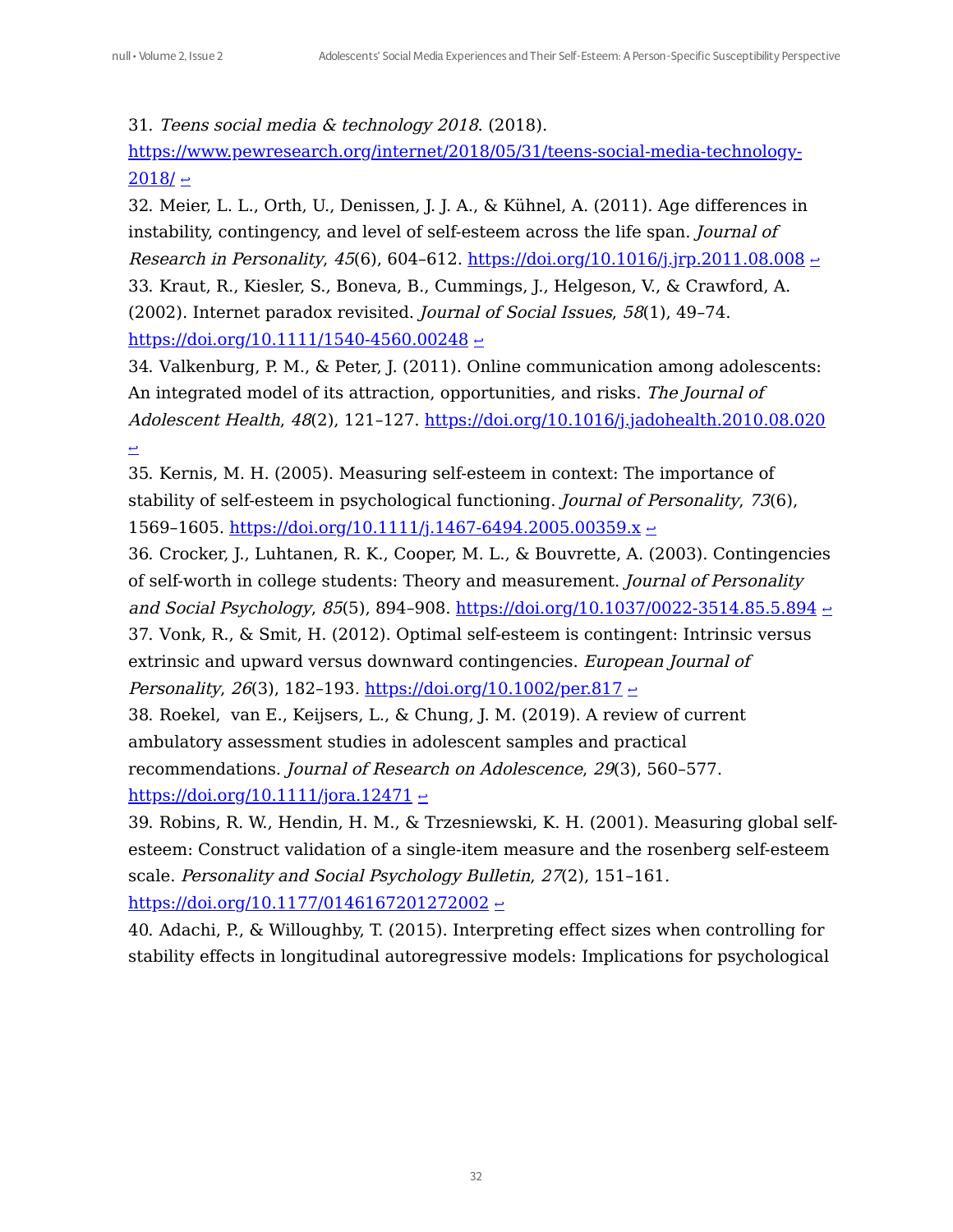31. *Teens social media & technology 2018*. (2018). [https://www.pewresearch.org/internet/2018/05/31/teens-social-media-technology-2018/](https://www.pewresearch.org/internet/2018/05/31/teens-social-media-technology-2018/) ↩

32. Meier, L. L., Orth, U., Denissen, J. J. A., & Kühnel, A. (2011). Age differences in instability, contingency, and level of self-esteem across the life span. *Journal of Research in Personality*, *45*(6), 604–612. [https://doi.org/10.1016/j.jrp.2011.08.008](https://doi.org/10.1016/j.jrp.2011.08.008) ↩

33. Kraut, R., Kiesler, S., Boneva, B., Cummings, J., Helgeson, V., & Crawford, A. (2002). Internet paradox revisited. *Journal of Social Issues*, *58*(1), 49–74. [https://doi.org/10.1111/1540-4560.00248](https://doi.org/10.1111/1540-4560.00248) ↩

34. Valkenburg, P. M., & Peter, J. (2011). Online communication among adolescents: An integrated model of its attraction, opportunities, and risks. *The Journal of Adolescent Health*, *48*(2), 121–127. [https://doi.org/10.1016/j.jadohealth.2010.08.020](https://doi.org/10.1016/j.jadohealth.2010.08.020) ↩

35. Kernis, M. H. (2005). Measuring self-esteem in context: The importance of stability of self-esteem in psychological functioning. *Journal of Personality*, *73*(6), 1569–1605. [https://doi.org/10.1111/j.1467-6494.2005.00359.x](https://doi.org/10.1111/j.1467-6494.2005.00359.x) ↩

36. Crocker, J., Luhtanen, R. K., Cooper, M. L., & Bouvrette, A. (2003). Contingencies of self-worth in college students: Theory and measurement. *Journal of Personality and Social Psychology*, *85*(5), 894–908. [https://doi.org/10.1037/0022-3514.85.5.894](https://doi.org/10.1037/0022-3514.85.5.894) ↩

37. Vonk, R., & Smit, H. (2012). Optimal self-esteem is contingent: Intrinsic versus extrinsic and upward versus downward contingencies. *European Journal of Personality*, *26*(3), 182–193. [https://doi.org/10.1002/per.817](https://doi.org/10.1002/per.817) ↩

38. Roekel, van E., Keijsers, L., & Chung, J. M. (2019). A review of current ambulatory assessment studies in adolescent samples and practical recommendations. *Journal of Research on Adolescence*, *29*(3), 560–577. [https://doi.org/10.1111/jora.12471](https://doi.org/10.1111/jora.12471) ↩

39. Robins, R. W., Hendin, H. M., & Trzesniewski, K. H. (2001). Measuring global self-esteem: Construct validation of a single-item measure and the rosenberg self-esteem scale. *Personality and Social Psychology Bulletin*, *27*(2), 151–161. [https://doi.org/10.1177/0146167201272002](https://doi.org/10.1177/0146167201272002) ↩

40. Adachi, P., & Willoughby, T. (2015). Interpreting effect sizes when controlling for stability effects in longitudinal autoregressive models: Implications for psychological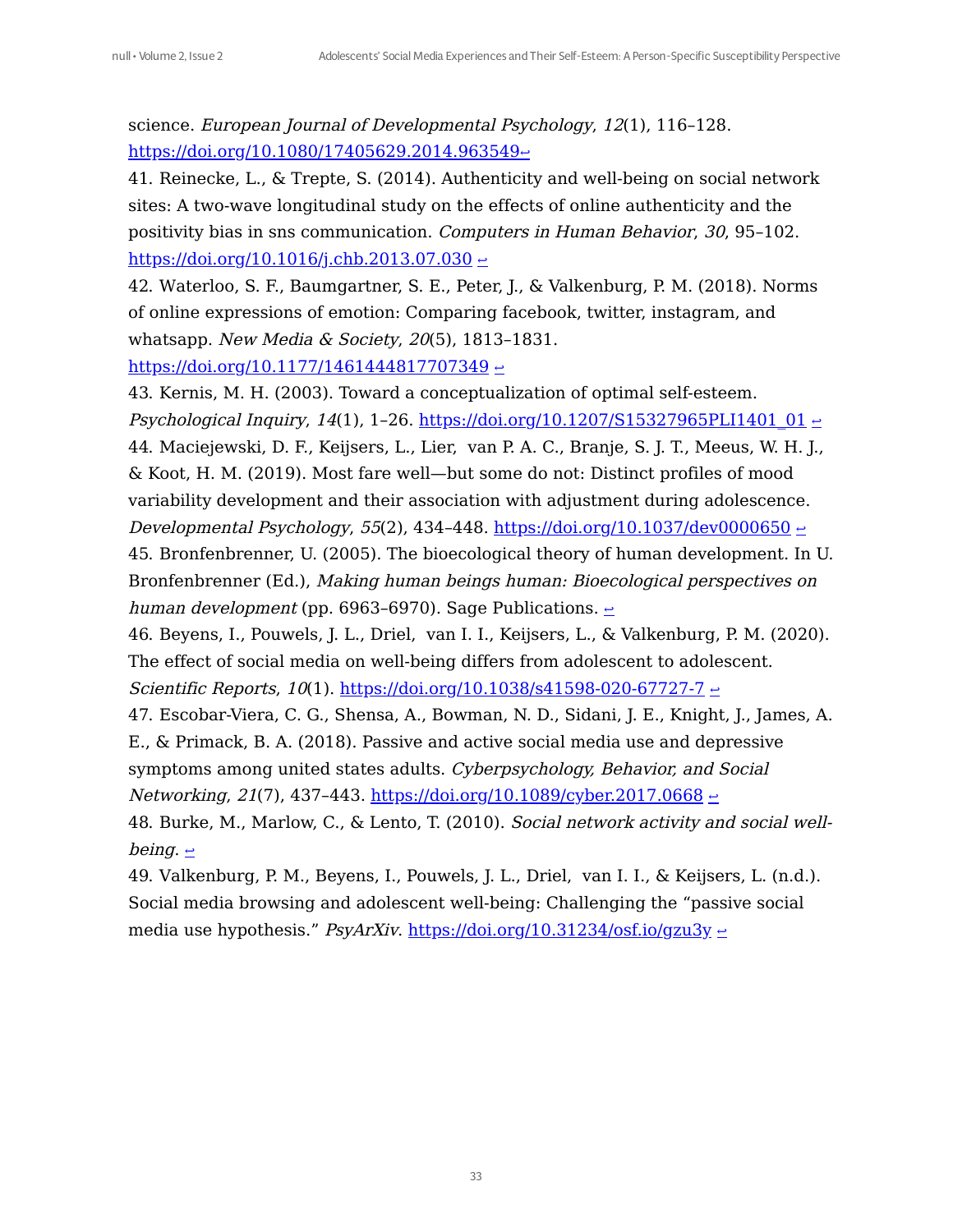science. *European Journal of Developmental Psychology*, *12*(1), 116–128. https://doi.org/10.1080/17405629.2014.963549↩

41. Reinecke, L., & Trepte, S. (2014). Authenticity and well-being on social network sites: A two-wave longitudinal study on the effects of online authenticity and the positivity bias in sns communication. *Computers in Human Behavior*, *30*, 95–102. https://doi.org/10.1016/j.chb.2013.07.030 ↩

42. Waterloo, S. F., Baumgartner, S. E., Peter, J., & Valkenburg, P. M. (2018). Norms of online expressions of emotion: Comparing facebook, twitter, instagram, and whatsapp. *New Media & Society*, *20*(5), 1813–1831. https://doi.org/10.1177/1461444817707349 ↩

43. Kernis, M. H. (2003). Toward a conceptualization of optimal self-esteem. *Psychological Inquiry*, *14*(1), 1–26. https://doi.org/10.1207/S15327965PLI1401_01 ↩

44. Maciejewski, D. F., Keijsers, L., Lier, van P. A. C., Branje, S. J. T., Meeus, W. H. J., & Koot, H. M. (2019). Most fare well—but some do not: Distinct profiles of mood variability development and their association with adjustment during adolescence. *Developmental Psychology*, *55*(2), 434–448. https://doi.org/10.1037/dev0000650 ↩

45. Bronfenbrenner, U. (2005). The bioecological theory of human development. In U. Bronfenbrenner (Ed.), *Making human beings human: Bioecological perspectives on human development* (pp. 6963–6970). Sage Publications. ↩

46. Beyens, I., Pouwels, J. L., Driel, van I. I., Keijsers, L., & Valkenburg, P. M. (2020). The effect of social media on well-being differs from adolescent to adolescent. *Scientific Reports*, *10*(1). https://doi.org/10.1038/s41598-020-67727-7 ↩

47. Escobar-Viera, C. G., Shensa, A., Bowman, N. D., Sidani, J. E., Knight, J., James, A. E., & Primack, B. A. (2018). Passive and active social media use and depressive symptoms among united states adults. *Cyberpsychology, Behavior, and Social Networking*, *21*(7), 437–443. https://doi.org/10.1089/cyber.2017.0668 ↩

48. Burke, M., Marlow, C., & Lento, T. (2010). *Social network activity and social well-being*. ↩

49. Valkenburg, P. M., Beyens, I., Pouwels, J. L., Driel, van I. I., & Keijsers, L. (n.d.). Social media browsing and adolescent well-being: Challenging the "passive social media use hypothesis." *PsyArXiv*. https://doi.org/10.31234/osf.io/gzu3y ↩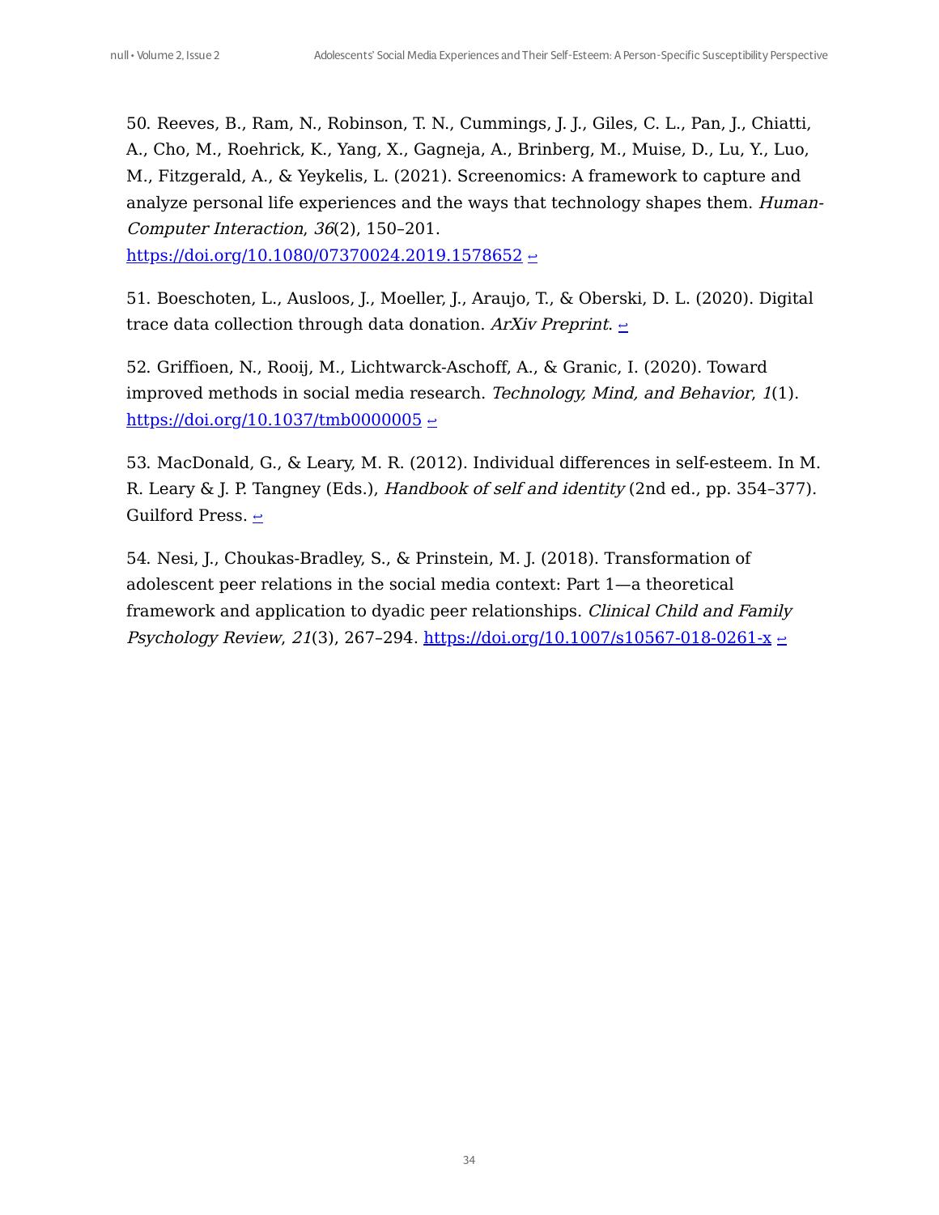50. Reeves, B., Ram, N., Robinson, T. N., Cummings, J. J., Giles, C. L., Pan, J., Chiatti, A., Cho, M., Roehrick, K., Yang, X., Gagneja, A., Brinberg, M., Muise, D., Lu, Y., Luo, M., Fitzgerald, A., & Yeykelis, L. (2021). Screenomics: A framework to capture and analyze personal life experiences and the ways that technology shapes them. *Human-Computer Interaction*, *36*(2), 150–201. https://doi.org/10.1080/07370024.2019.1578652 ↩

51. Boeschoten, L., Ausloos, J., Moeller, J., Araujo, T., & Oberski, D. L. (2020). Digital trace data collection through data donation. *ArXiv Preprint*. ↩

52. Griffioen, N., Rooij, M., Lichtwarck-Aschoff, A., & Granic, I. (2020). Toward improved methods in social media research. *Technology, Mind, and Behavior*, *1*(1). https://doi.org/10.1037/tmb0000005 ↩

53. MacDonald, G., & Leary, M. R. (2012). Individual differences in self-esteem. In M. R. Leary & J. P. Tangney (Eds.), *Handbook of self and identity* (2nd ed., pp. 354–377). Guilford Press. ↩

54. Nesi, J., Choukas-Bradley, S., & Prinstein, M. J. (2018). Transformation of adolescent peer relations in the social media context: Part 1—a theoretical framework and application to dyadic peer relationships. *Clinical Child and Family Psychology Review*, *21*(3), 267–294. https://doi.org/10.1007/s10567-018-0261-x ↩